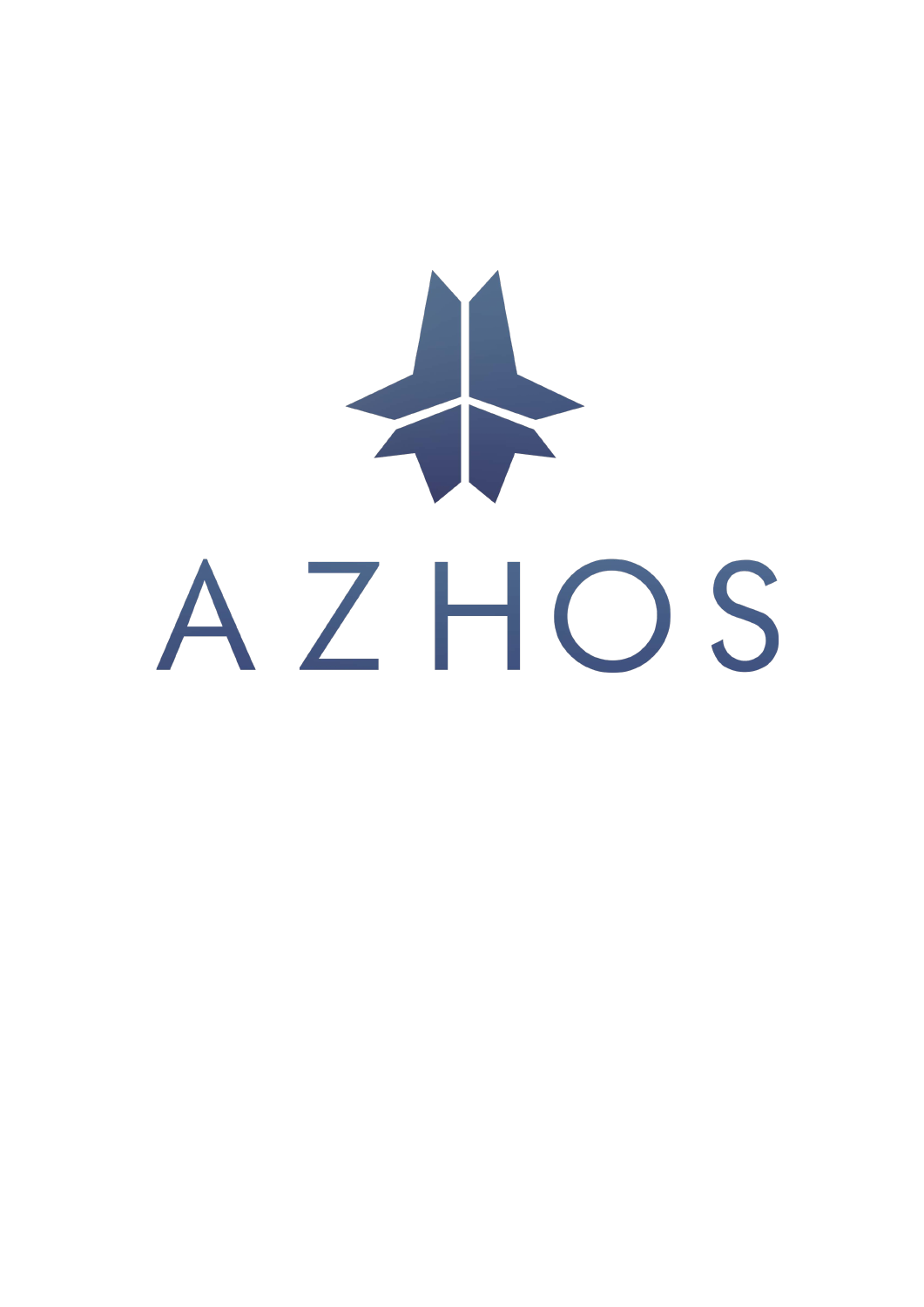# AZHOS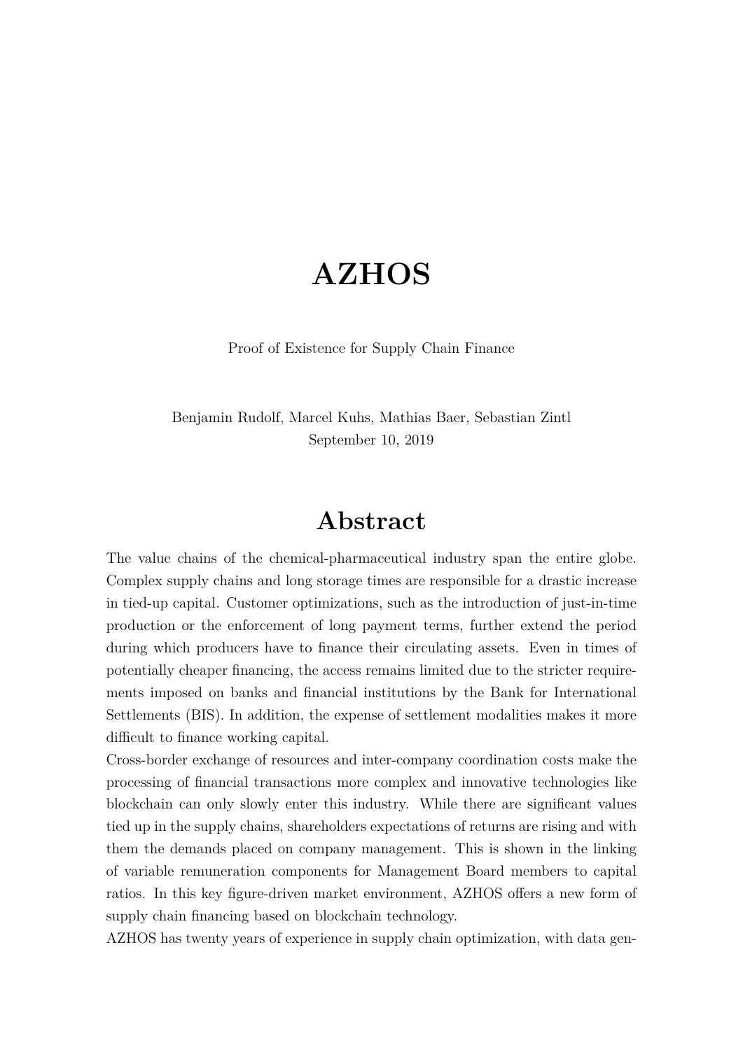# AZHOS

Proof of Existence for Supply Chain Finance

Benjamin Rudolf, Marcel Kuhs, Mathias Baer, Sebastian Zintl
September 10, 2019

## Abstract

The value chains of the chemical-pharmaceutical industry span the entire globe. Complex supply chains and long storage times are responsible for a drastic increase in tied-up capital. Customer optimizations, such as the introduction of just-in-time production or the enforcement of long payment terms, further extend the period during which producers have to finance their circulating assets. Even in times of potentially cheaper financing, the access remains limited due to the stricter requirements imposed on banks and financial institutions by the Bank for International Settlements (BIS). In addition, the expense of settlement modalities makes it more difficult to finance working capital.

Cross-border exchange of resources and inter-company coordination costs make the processing of financial transactions more complex and innovative technologies like blockchain can only slowly enter this industry. While there are significant values tied up in the supply chains, shareholders expectations of returns are rising and with them the demands placed on company management. This is shown in the linking of variable remuneration components for Management Board members to capital ratios. In this key figure-driven market environment, AZHOS offers a new form of supply chain financing based on blockchain technology.

AZHOS has twenty years of experience in supply chain optimization, with data gen-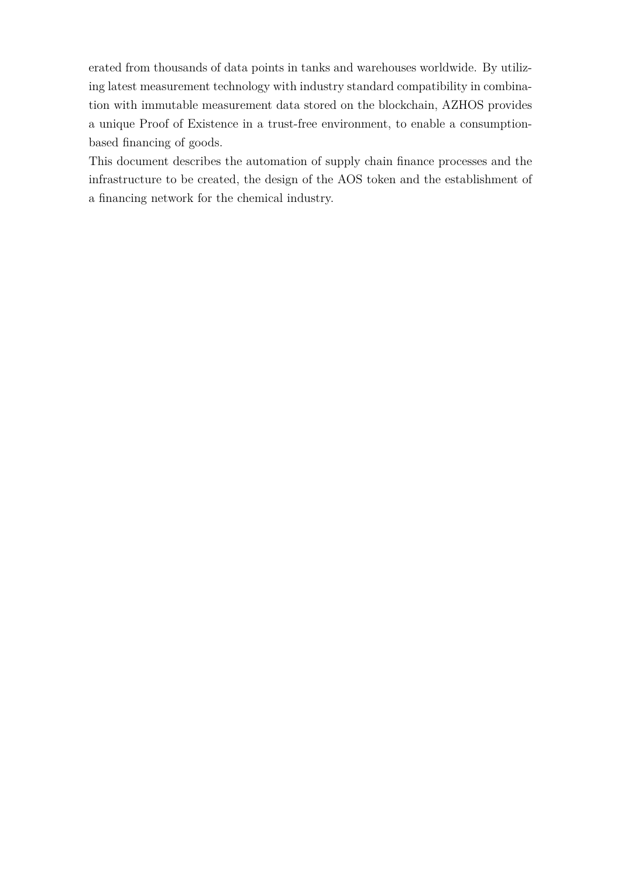erated from thousands of data points in tanks and warehouses worldwide. By utilizing latest measurement technology with industry standard compatibility in combination with immutable measurement data stored on the blockchain, AZHOS provides a unique Proof of Existence in a trust-free environment, to enable a consumption-based financing of goods.

This document describes the automation of supply chain finance processes and the infrastructure to be created, the design of the AOS token and the establishment of a financing network for the chemical industry.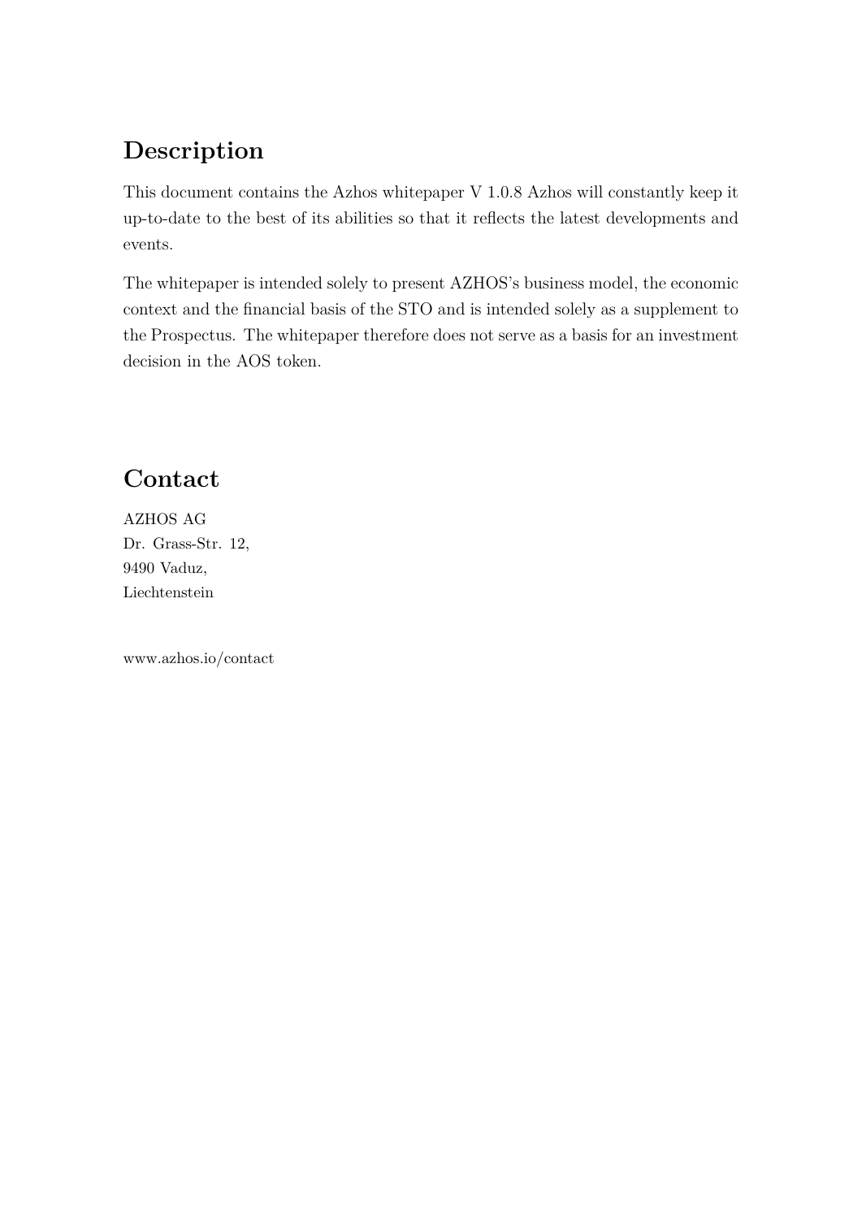## Description

This document contains the Azhos whitepaper V 1.0.8 Azhos will constantly keep it up-to-date to the best of its abilities so that it reflects the latest developments and events.

The whitepaper is intended solely to present AZHOS's business model, the economic context and the financial basis of the STO and is intended solely as a supplement to the Prospectus. The whitepaper therefore does not serve as a basis for an investment decision in the AOS token.

## Contact

AZHOS AG
Dr. Grass-Str. 12,
9490 Vaduz,
Liechtenstein

www.azhos.io/contact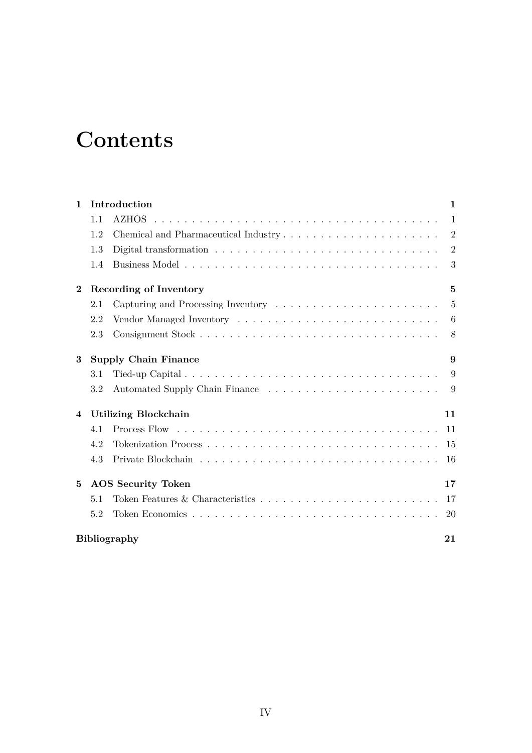# Contents

**1 Introduction** **1**

1.1 AZHOS . . . . . . . . . . . . . . . . . . . . . . . . . . . . . . . . . . . . . 1

1.2 Chemical and Pharmaceutical Industry . . . . . . . . . . . . . . . . . . . . . 2

1.3 Digital transformation . . . . . . . . . . . . . . . . . . . . . . . . . . . . . . 2

1.4 Business Model . . . . . . . . . . . . . . . . . . . . . . . . . . . . . . . . . . 3

**2 Recording of Inventory** **5**

2.1 Capturing and Processing Inventory . . . . . . . . . . . . . . . . . . . . . . 5

2.2 Vendor Managed Inventory . . . . . . . . . . . . . . . . . . . . . . . . . . . 6

2.3 Consignment Stock . . . . . . . . . . . . . . . . . . . . . . . . . . . . . . . . 8

**3 Supply Chain Finance** **9**

3.1 Tied-up Capital . . . . . . . . . . . . . . . . . . . . . . . . . . . . . . . . . . 9

3.2 Automated Supply Chain Finance . . . . . . . . . . . . . . . . . . . . . . . 9

**4 Utilizing Blockchain** **11**

4.1 Process Flow . . . . . . . . . . . . . . . . . . . . . . . . . . . . . . . . . . . 11

4.2 Tokenization Process . . . . . . . . . . . . . . . . . . . . . . . . . . . . . . . 15

4.3 Private Blockchain . . . . . . . . . . . . . . . . . . . . . . . . . . . . . . . . 16

**5 AOS Security Token** **17**

5.1 Token Features & Characteristics . . . . . . . . . . . . . . . . . . . . . . . . 17

5.2 Token Economics . . . . . . . . . . . . . . . . . . . . . . . . . . . . . . . . . 20

**Bibliography** **21**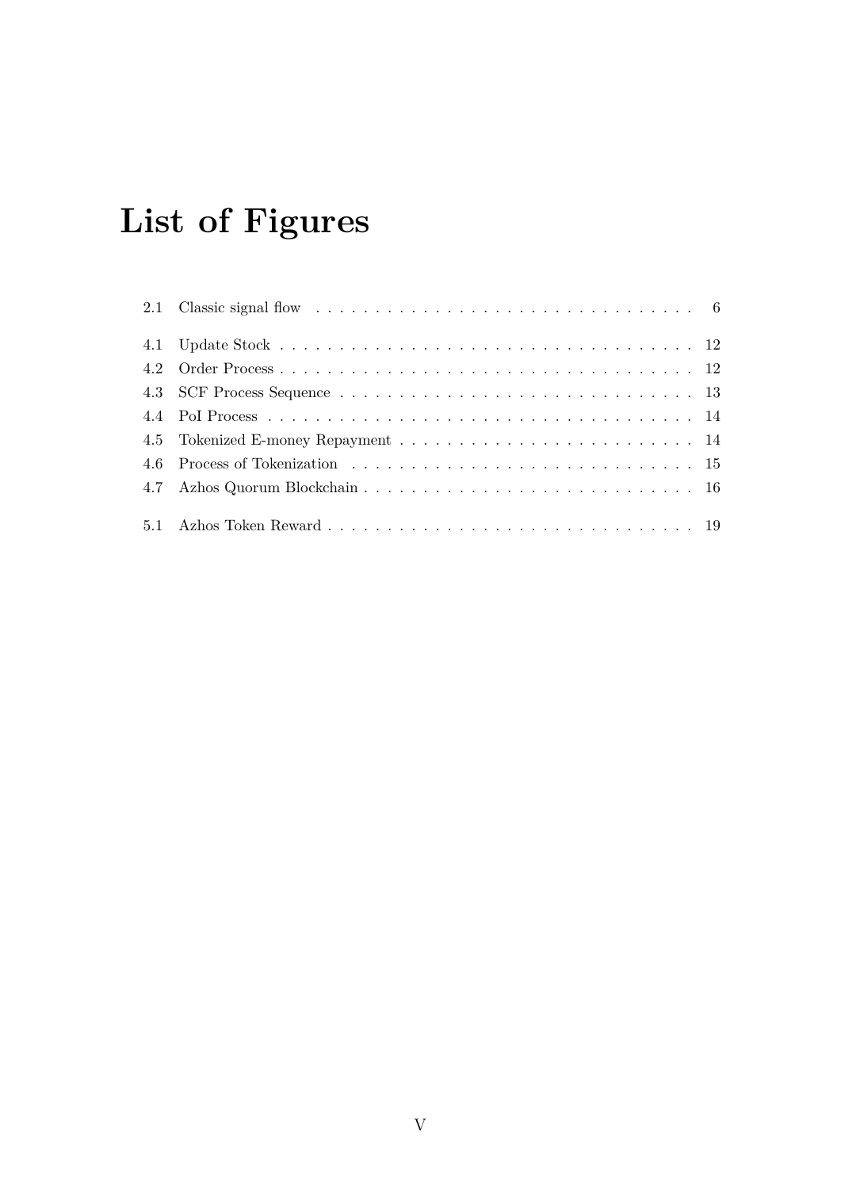# List of Figures

2.1 Classic signal flow . . . . . . . . . . . . . . . . . . . . . . . . . . . . . . . . 6

4.1 Update Stock . . . . . . . . . . . . . . . . . . . . . . . . . . . . . . . . . . . 12
4.2 Order Process . . . . . . . . . . . . . . . . . . . . . . . . . . . . . . . . . . . 12
4.3 SCF Process Sequence . . . . . . . . . . . . . . . . . . . . . . . . . . . . . . 13
4.4 PoI Process . . . . . . . . . . . . . . . . . . . . . . . . . . . . . . . . . . . . 14
4.5 Tokenized E-money Repayment . . . . . . . . . . . . . . . . . . . . . . . . . 14
4.6 Process of Tokenization . . . . . . . . . . . . . . . . . . . . . . . . . . . . . 15
4.7 Azhos Quorum Blockchain . . . . . . . . . . . . . . . . . . . . . . . . . . . . 16

5.1 Azhos Token Reward . . . . . . . . . . . . . . . . . . . . . . . . . . . . . . . 19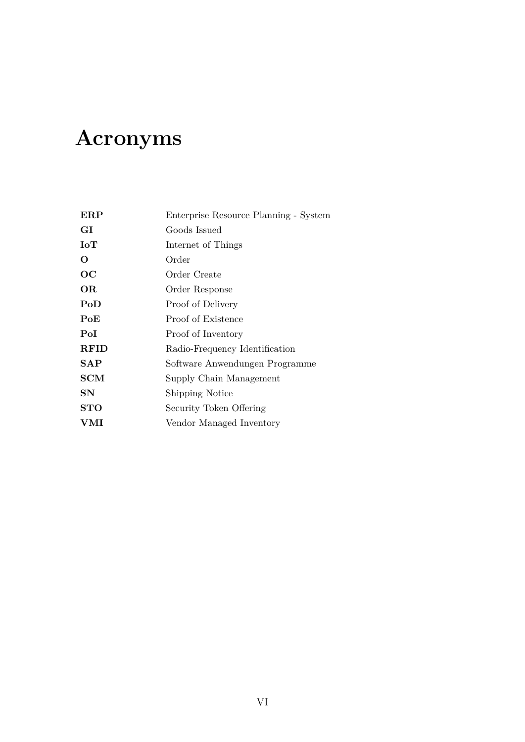# Acronyms

| | |
|---|---|
| **ERP** | Enterprise Resource Planning - System |
| **GI** | Goods Issued |
| **IoT** | Internet of Things |
| **O** | Order |
| **OC** | Order Create |
| **OR** | Order Response |
| **PoD** | Proof of Delivery |
| **PoE** | Proof of Existence |
| **PoI** | Proof of Inventory |
| **RFID** | Radio-Frequency Identification |
| **SAP** | Software Anwendungen Programme |
| **SCM** | Supply Chain Management |
| **SN** | Shipping Notice |
| **STO** | Security Token Offering |
| **VMI** | Vendor Managed Inventory |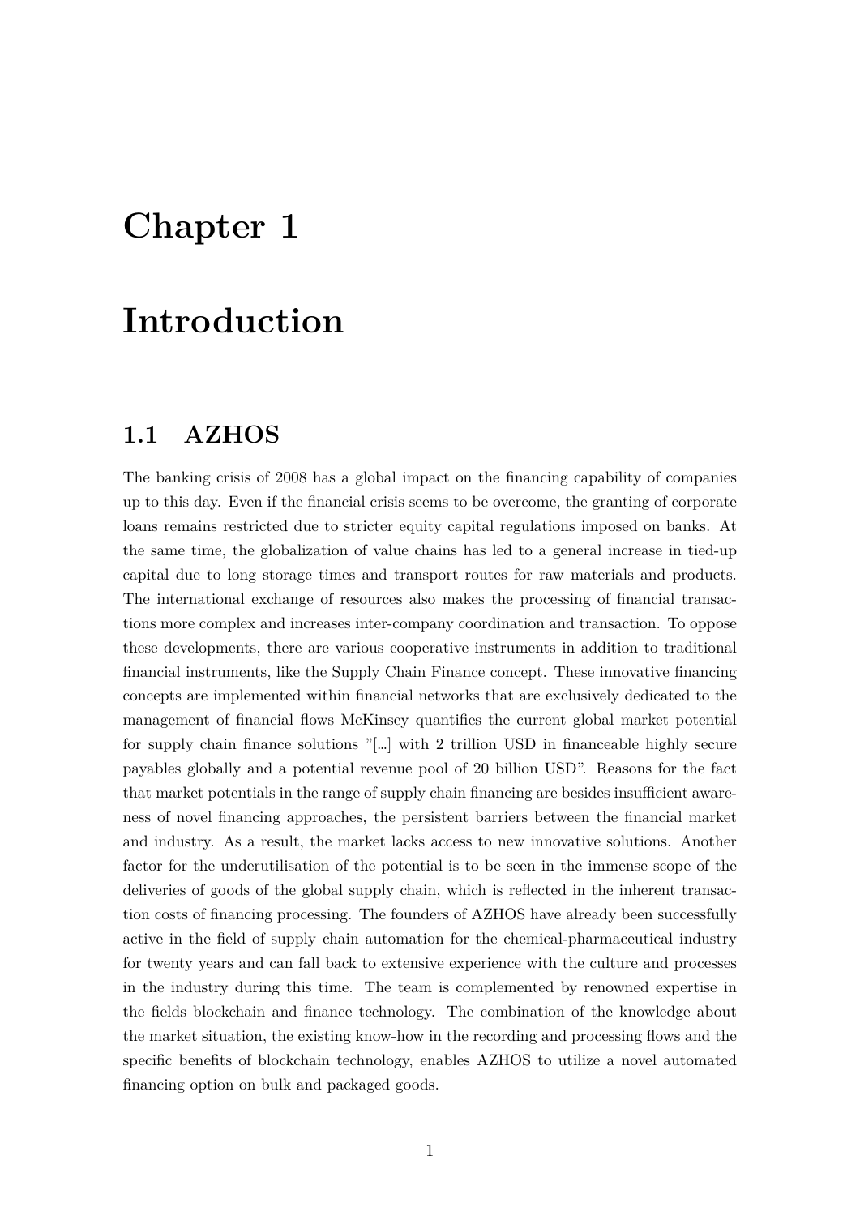# Chapter 1

# Introduction

## 1.1 AZHOS

The banking crisis of 2008 has a global impact on the financing capability of companies up to this day. Even if the financial crisis seems to be overcome, the granting of corporate loans remains restricted due to stricter equity capital regulations imposed on banks. At the same time, the globalization of value chains has led to a general increase in tied-up capital due to long storage times and transport routes for raw materials and products. The international exchange of resources also makes the processing of financial transactions more complex and increases inter-company coordination and transaction. To oppose these developments, there are various cooperative instruments in addition to traditional financial instruments, like the Supply Chain Finance concept. These innovative financing concepts are implemented within financial networks that are exclusively dedicated to the management of financial flows McKinsey quantifies the current global market potential for supply chain finance solutions "[...] with 2 trillion USD in financeable highly secure payables globally and a potential revenue pool of 20 billion USD". Reasons for the fact that market potentials in the range of supply chain financing are besides insufficient awareness of novel financing approaches, the persistent barriers between the financial market and industry. As a result, the market lacks access to new innovative solutions. Another factor for the underutilisation of the potential is to be seen in the immense scope of the deliveries of goods of the global supply chain, which is reflected in the inherent transaction costs of financing processing. The founders of AZHOS have already been successfully active in the field of supply chain automation for the chemical-pharmaceutical industry for twenty years and can fall back to extensive experience with the culture and processes in the industry during this time. The team is complemented by renowned expertise in the fields blockchain and finance technology. The combination of the knowledge about the market situation, the existing know-how in the recording and processing flows and the specific benefits of blockchain technology, enables AZHOS to utilize a novel automated financing option on bulk and packaged goods.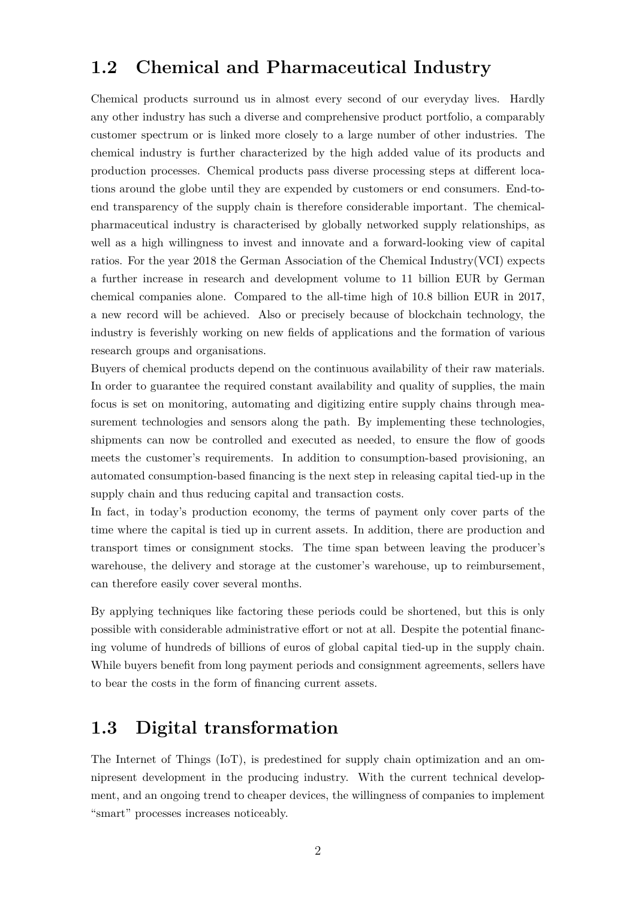## 1.2 Chemical and Pharmaceutical Industry

Chemical products surround us in almost every second of our everyday lives. Hardly any other industry has such a diverse and comprehensive product portfolio, a comparably customer spectrum or is linked more closely to a large number of other industries. The chemical industry is further characterized by the high added value of its products and production processes. Chemical products pass diverse processing steps at different locations around the globe until they are expended by customers or end consumers. End-to-end transparency of the supply chain is therefore considerable important. The chemical-pharmaceutical industry is characterised by globally networked supply relationships, as well as a high willingness to invest and innovate and a forward-looking view of capital ratios. For the year 2018 the German Association of the Chemical Industry(VCI) expects a further increase in research and development volume to 11 billion EUR by German chemical companies alone. Compared to the all-time high of 10.8 billion EUR in 2017, a new record will be achieved. Also or precisely because of blockchain technology, the industry is feverishly working on new fields of applications and the formation of various research groups and organisations.

Buyers of chemical products depend on the continuous availability of their raw materials. In order to guarantee the required constant availability and quality of supplies, the main focus is set on monitoring, automating and digitizing entire supply chains through measurement technologies and sensors along the path. By implementing these technologies, shipments can now be controlled and executed as needed, to ensure the flow of goods meets the customer's requirements. In addition to consumption-based provisioning, an automated consumption-based financing is the next step in releasing capital tied-up in the supply chain and thus reducing capital and transaction costs.

In fact, in today's production economy, the terms of payment only cover parts of the time where the capital is tied up in current assets. In addition, there are production and transport times or consignment stocks. The time span between leaving the producer's warehouse, the delivery and storage at the customer's warehouse, up to reimbursement, can therefore easily cover several months.

By applying techniques like factoring these periods could be shortened, but this is only possible with considerable administrative effort or not at all. Despite the potential financing volume of hundreds of billions of euros of global capital tied-up in the supply chain. While buyers benefit from long payment periods and consignment agreements, sellers have to bear the costs in the form of financing current assets.

## 1.3 Digital transformation

The Internet of Things (IoT), is predestined for supply chain optimization and an omnipresent development in the producing industry. With the current technical development, and an ongoing trend to cheaper devices, the willingness of companies to implement "smart" processes increases noticeably.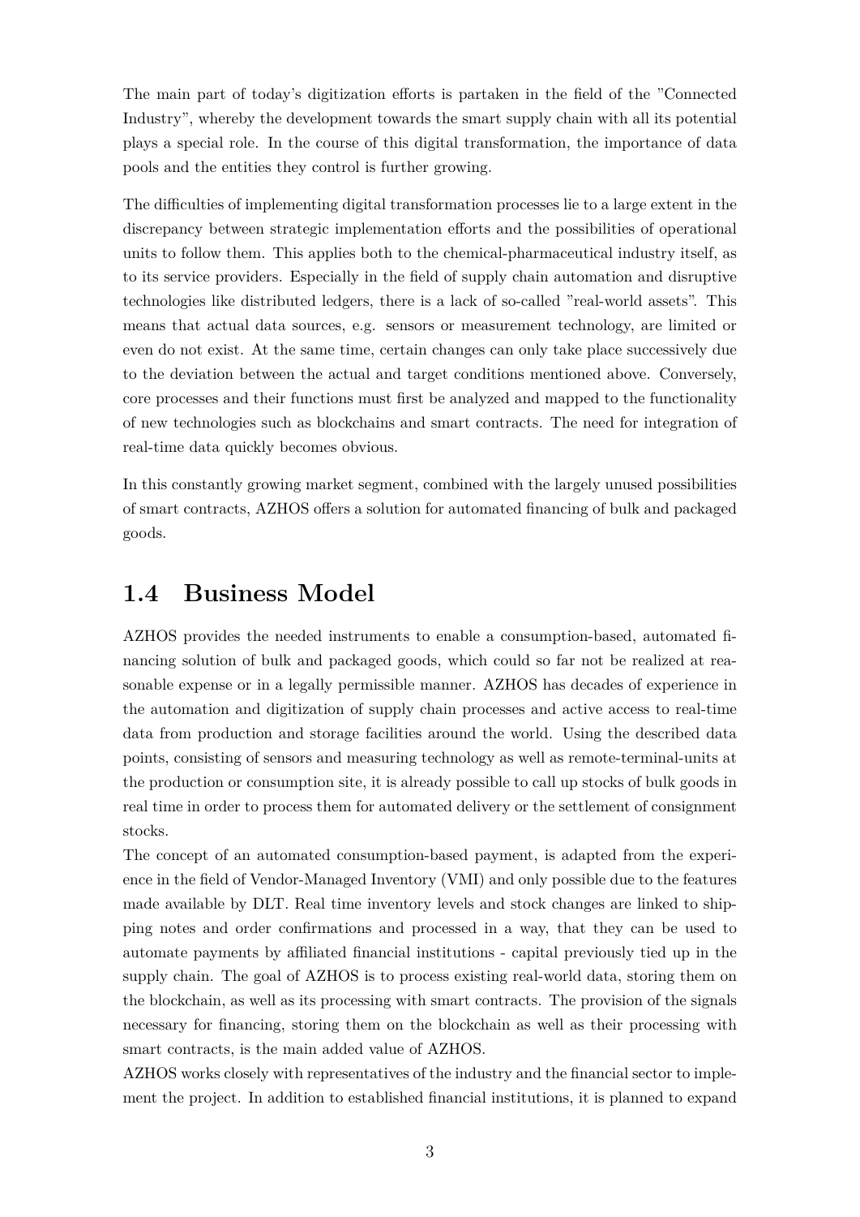The main part of today's digitization efforts is partaken in the field of the "Connected Industry", whereby the development towards the smart supply chain with all its potential plays a special role. In the course of this digital transformation, the importance of data pools and the entities they control is further growing.

The difficulties of implementing digital transformation processes lie to a large extent in the discrepancy between strategic implementation efforts and the possibilities of operational units to follow them. This applies both to the chemical-pharmaceutical industry itself, as to its service providers. Especially in the field of supply chain automation and disruptive technologies like distributed ledgers, there is a lack of so-called "real-world assets". This means that actual data sources, e.g. sensors or measurement technology, are limited or even do not exist. At the same time, certain changes can only take place successively due to the deviation between the actual and target conditions mentioned above. Conversely, core processes and their functions must first be analyzed and mapped to the functionality of new technologies such as blockchains and smart contracts. The need for integration of real-time data quickly becomes obvious.

In this constantly growing market segment, combined with the largely unused possibilities of smart contracts, AZHOS offers a solution for automated financing of bulk and packaged goods.

## 1.4 Business Model

AZHOS provides the needed instruments to enable a consumption-based, automated financing solution of bulk and packaged goods, which could so far not be realized at reasonable expense or in a legally permissible manner. AZHOS has decades of experience in the automation and digitization of supply chain processes and active access to real-time data from production and storage facilities around the world. Using the described data points, consisting of sensors and measuring technology as well as remote-terminal-units at the production or consumption site, it is already possible to call up stocks of bulk goods in real time in order to process them for automated delivery or the settlement of consignment stocks.

The concept of an automated consumption-based payment, is adapted from the experience in the field of Vendor-Managed Inventory (VMI) and only possible due to the features made available by DLT. Real time inventory levels and stock changes are linked to shipping notes and order confirmations and processed in a way, that they can be used to automate payments by affiliated financial institutions - capital previously tied up in the supply chain. The goal of AZHOS is to process existing real-world data, storing them on the blockchain, as well as its processing with smart contracts. The provision of the signals necessary for financing, storing them on the blockchain as well as their processing with smart contracts, is the main added value of AZHOS.

AZHOS works closely with representatives of the industry and the financial sector to implement the project. In addition to established financial institutions, it is planned to expand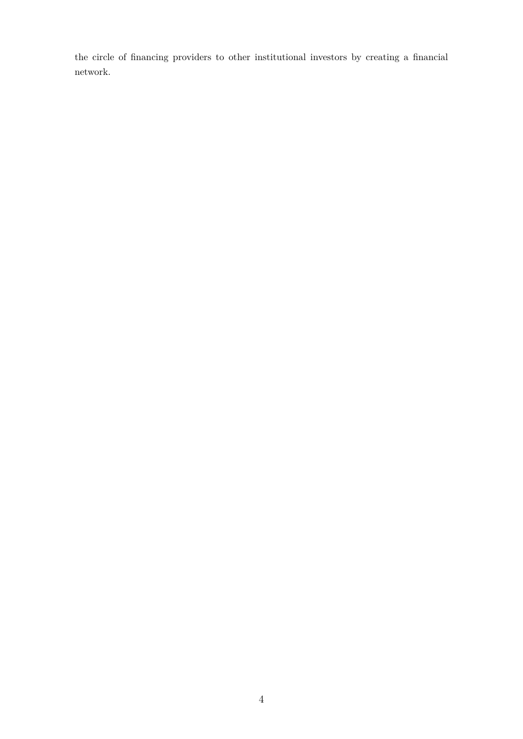the circle of financing providers to other institutional investors by creating a financial network.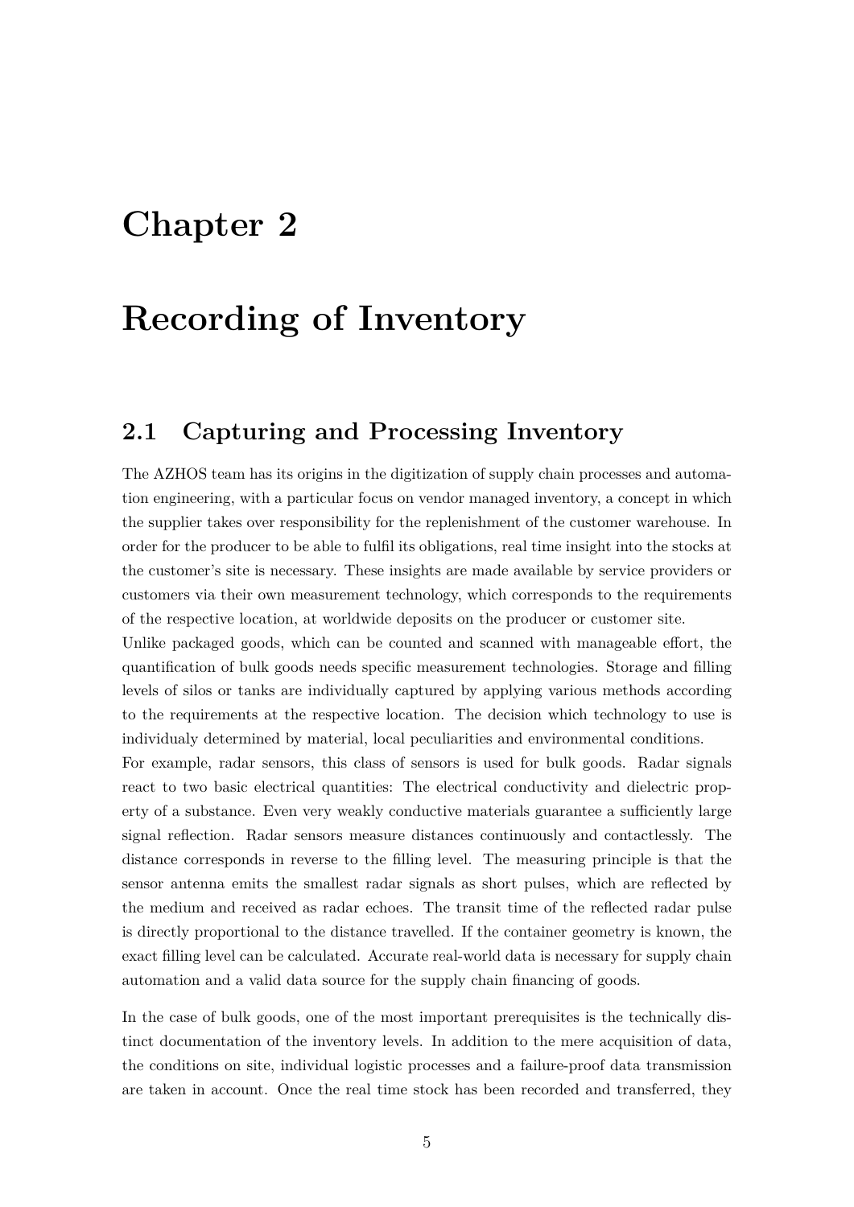# Chapter 2

# Recording of Inventory

## 2.1 Capturing and Processing Inventory

The AZHOS team has its origins in the digitization of supply chain processes and automation engineering, with a particular focus on vendor managed inventory, a concept in which the supplier takes over responsibility for the replenishment of the customer warehouse. In order for the producer to be able to fulfil its obligations, real time insight into the stocks at the customer's site is necessary. These insights are made available by service providers or customers via their own measurement technology, which corresponds to the requirements of the respective location, at worldwide deposits on the producer or customer site.
Unlike packaged goods, which can be counted and scanned with manageable effort, the quantification of bulk goods needs specific measurement technologies. Storage and filling levels of silos or tanks are individually captured by applying various methods according to the requirements at the respective location. The decision which technology to use is individualy determined by material, local peculiarities and environmental conditions.
For example, radar sensors, this class of sensors is used for bulk goods. Radar signals react to two basic electrical quantities: The electrical conductivity and dielectric property of a substance. Even very weakly conductive materials guarantee a sufficiently large signal reflection. Radar sensors measure distances continuously and contactlessly. The distance corresponds in reverse to the filling level. The measuring principle is that the sensor antenna emits the smallest radar signals as short pulses, which are reflected by the medium and received as radar echoes. The transit time of the reflected radar pulse is directly proportional to the distance travelled. If the container geometry is known, the exact filling level can be calculated. Accurate real-world data is necessary for supply chain automation and a valid data source for the supply chain financing of goods.

In the case of bulk goods, one of the most important prerequisites is the technically distinct documentation of the inventory levels. In addition to the mere acquisition of data, the conditions on site, individual logistic processes and a failure-proof data transmission are taken in account. Once the real time stock has been recorded and transferred, they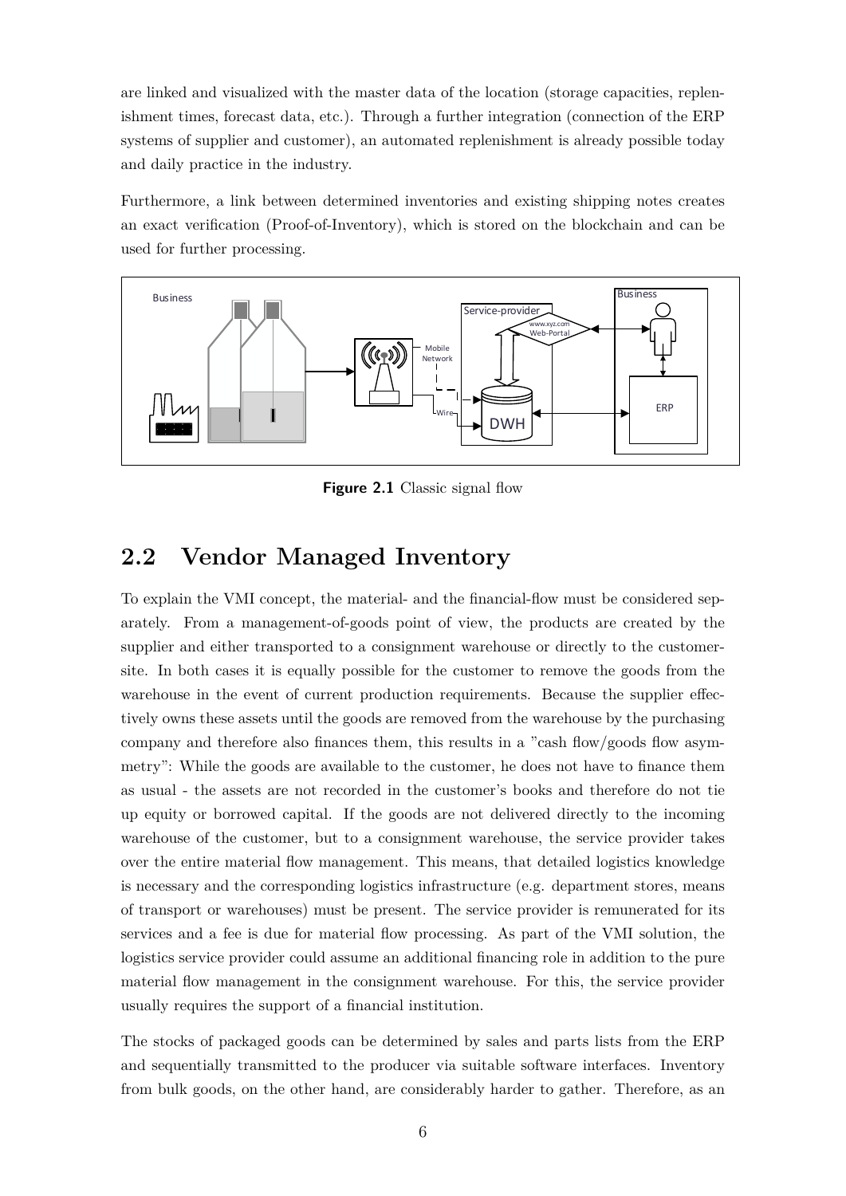are linked and visualized with the master data of the location (storage capacities, replenishment times, forecast data, etc.). Through a further integration (connection of the ERP systems of supplier and customer), an automated replenishment is already possible today and daily practice in the industry.

Furthermore, a link between determined inventories and existing shipping notes creates an exact verification (Proof-of-Inventory), which is stored on the blockchain and can be used for further processing.

Business

Service-provider

www.xyz.com
Web-Portal

Business

Mobile
Network

Wire

DWH

ERP

**Figure 2.1** Classic signal flow

## 2.2 Vendor Managed Inventory

To explain the VMI concept, the material- and the financial-flow must be considered separately. From a management-of-goods point of view, the products are created by the supplier and either transported to a consignment warehouse or directly to the customer-site. In both cases it is equally possible for the customer to remove the goods from the warehouse in the event of current production requirements. Because the supplier effectively owns these assets until the goods are removed from the warehouse by the purchasing company and therefore also finances them, this results in a "cash flow/goods flow asymmetry": While the goods are available to the customer, he does not have to finance them as usual - the assets are not recorded in the customer's books and therefore do not tie up equity or borrowed capital. If the goods are not delivered directly to the incoming warehouse of the customer, but to a consignment warehouse, the service provider takes over the entire material flow management. This means, that detailed logistics knowledge is necessary and the corresponding logistics infrastructure (e.g. department stores, means of transport or warehouses) must be present. The service provider is remunerated for its services and a fee is due for material flow processing. As part of the VMI solution, the logistics service provider could assume an additional financing role in addition to the pure material flow management in the consignment warehouse. For this, the service provider usually requires the support of a financial institution.

The stocks of packaged goods can be determined by sales and parts lists from the ERP and sequentially transmitted to the producer via suitable software interfaces. Inventory from bulk goods, on the other hand, are considerably harder to gather. Therefore, as an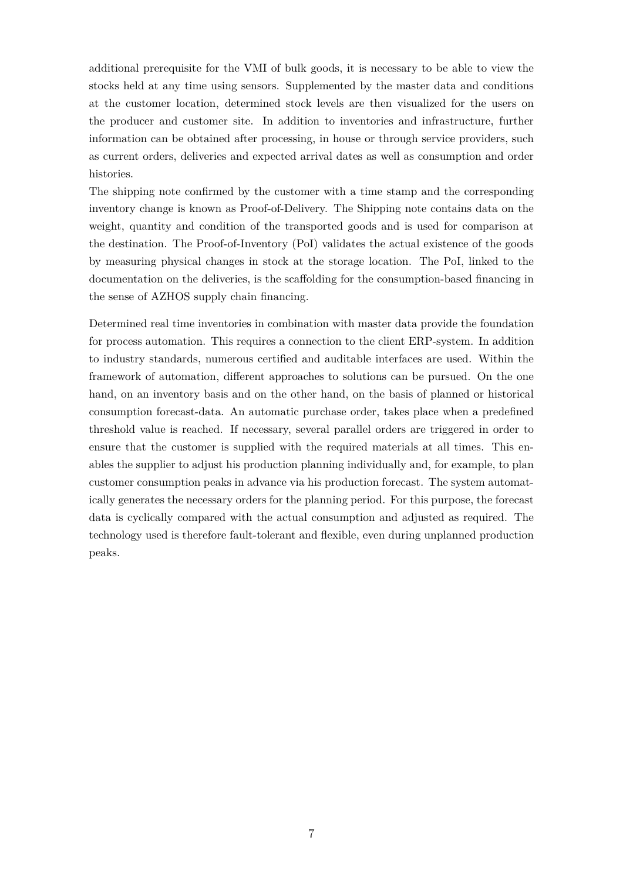additional prerequisite for the VMI of bulk goods, it is necessary to be able to view the stocks held at any time using sensors. Supplemented by the master data and conditions at the customer location, determined stock levels are then visualized for the users on the producer and customer site. In addition to inventories and infrastructure, further information can be obtained after processing, in house or through service providers, such as current orders, deliveries and expected arrival dates as well as consumption and order histories.

The shipping note confirmed by the customer with a time stamp and the corresponding inventory change is known as Proof-of-Delivery. The Shipping note contains data on the weight, quantity and condition of the transported goods and is used for comparison at the destination. The Proof-of-Inventory (PoI) validates the actual existence of the goods by measuring physical changes in stock at the storage location. The PoI, linked to the documentation on the deliveries, is the scaffolding for the consumption-based financing in the sense of AZHOS supply chain financing.

Determined real time inventories in combination with master data provide the foundation for process automation. This requires a connection to the client ERP-system. In addition to industry standards, numerous certified and auditable interfaces are used. Within the framework of automation, different approaches to solutions can be pursued. On the one hand, on an inventory basis and on the other hand, on the basis of planned or historical consumption forecast-data. An automatic purchase order, takes place when a predefined threshold value is reached. If necessary, several parallel orders are triggered in order to ensure that the customer is supplied with the required materials at all times. This enables the supplier to adjust his production planning individually and, for example, to plan customer consumption peaks in advance via his production forecast. The system automatically generates the necessary orders for the planning period. For this purpose, the forecast data is cyclically compared with the actual consumption and adjusted as required. The technology used is therefore fault-tolerant and flexible, even during unplanned production peaks.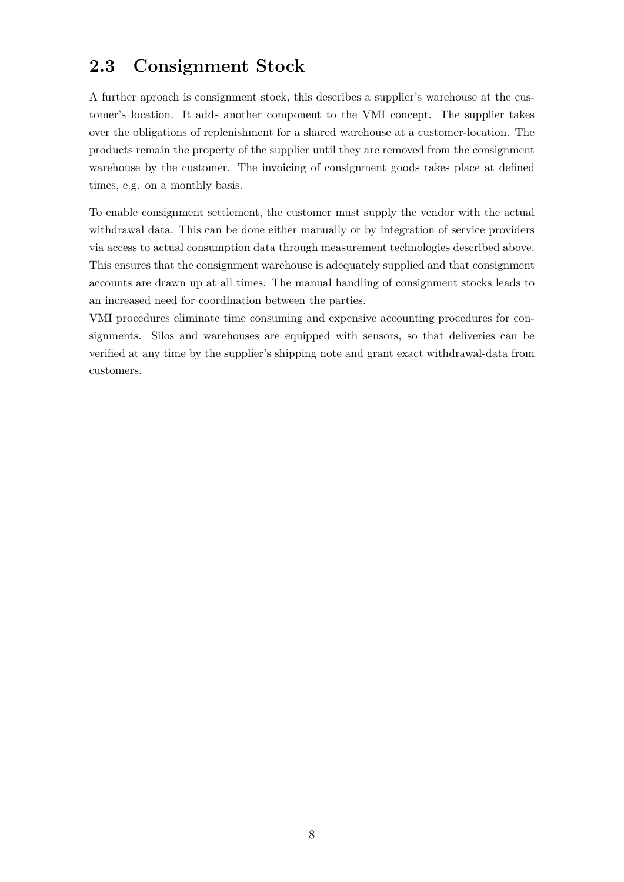## 2.3 Consignment Stock

A further aproach is consignment stock, this describes a supplier's warehouse at the customer's location. It adds another component to the VMI concept. The supplier takes over the obligations of replenishment for a shared warehouse at a customer-location. The products remain the property of the supplier until they are removed from the consignment warehouse by the customer. The invoicing of consignment goods takes place at defined times, e.g. on a monthly basis.

To enable consignment settlement, the customer must supply the vendor with the actual withdrawal data. This can be done either manually or by integration of service providers via access to actual consumption data through measurement technologies described above. This ensures that the consignment warehouse is adequately supplied and that consignment accounts are drawn up at all times. The manual handling of consignment stocks leads to an increased need for coordination between the parties.

VMI procedures eliminate time consuming and expensive accounting procedures for consignments. Silos and warehouses are equipped with sensors, so that deliveries can be verified at any time by the supplier's shipping note and grant exact withdrawal-data from customers.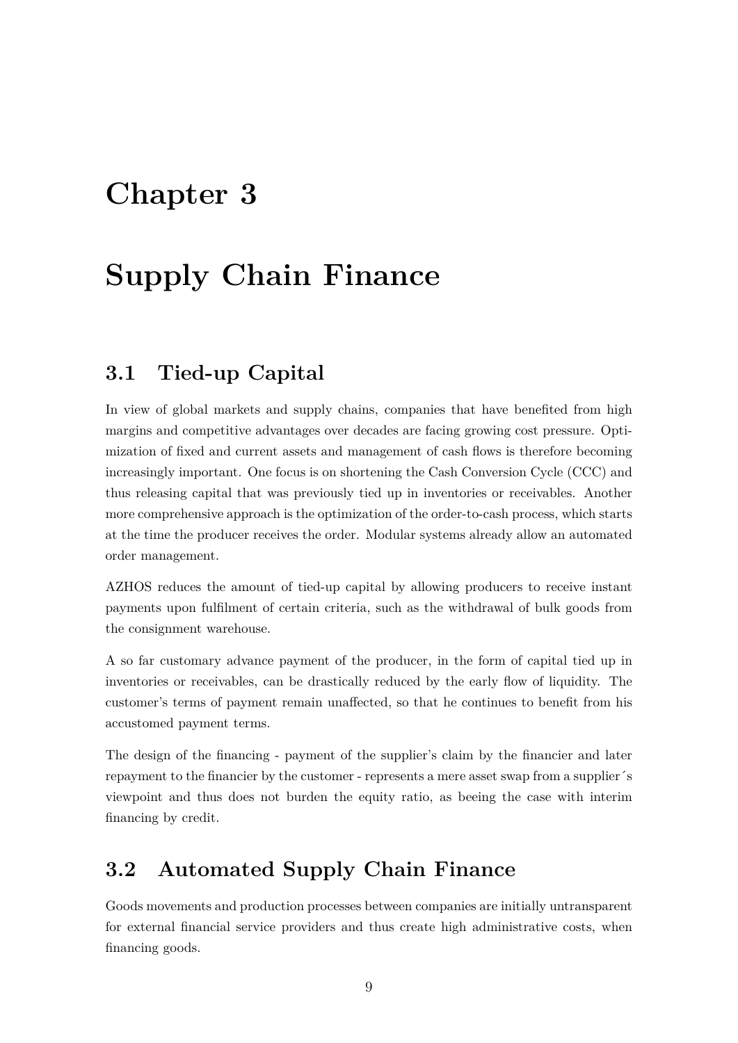# Chapter 3

# Supply Chain Finance

## 3.1 Tied-up Capital

In view of global markets and supply chains, companies that have benefited from high margins and competitive advantages over decades are facing growing cost pressure. Optimization of fixed and current assets and management of cash flows is therefore becoming increasingly important. One focus is on shortening the Cash Conversion Cycle (CCC) and thus releasing capital that was previously tied up in inventories or receivables. Another more comprehensive approach is the optimization of the order-to-cash process, which starts at the time the producer receives the order. Modular systems already allow an automated order management.

AZHOS reduces the amount of tied-up capital by allowing producers to receive instant payments upon fulfilment of certain criteria, such as the withdrawal of bulk goods from the consignment warehouse.

A so far customary advance payment of the producer, in the form of capital tied up in inventories or receivables, can be drastically reduced by the early flow of liquidity. The customer's terms of payment remain unaffected, so that he continues to benefit from his accustomed payment terms.

The design of the financing - payment of the supplier's claim by the financier and later repayment to the financier by the customer - represents a mere asset swap from a supplier´s viewpoint and thus does not burden the equity ratio, as beeing the case with interim financing by credit.

## 3.2 Automated Supply Chain Finance

Goods movements and production processes between companies are initially untransparent for external financial service providers and thus create high administrative costs, when financing goods.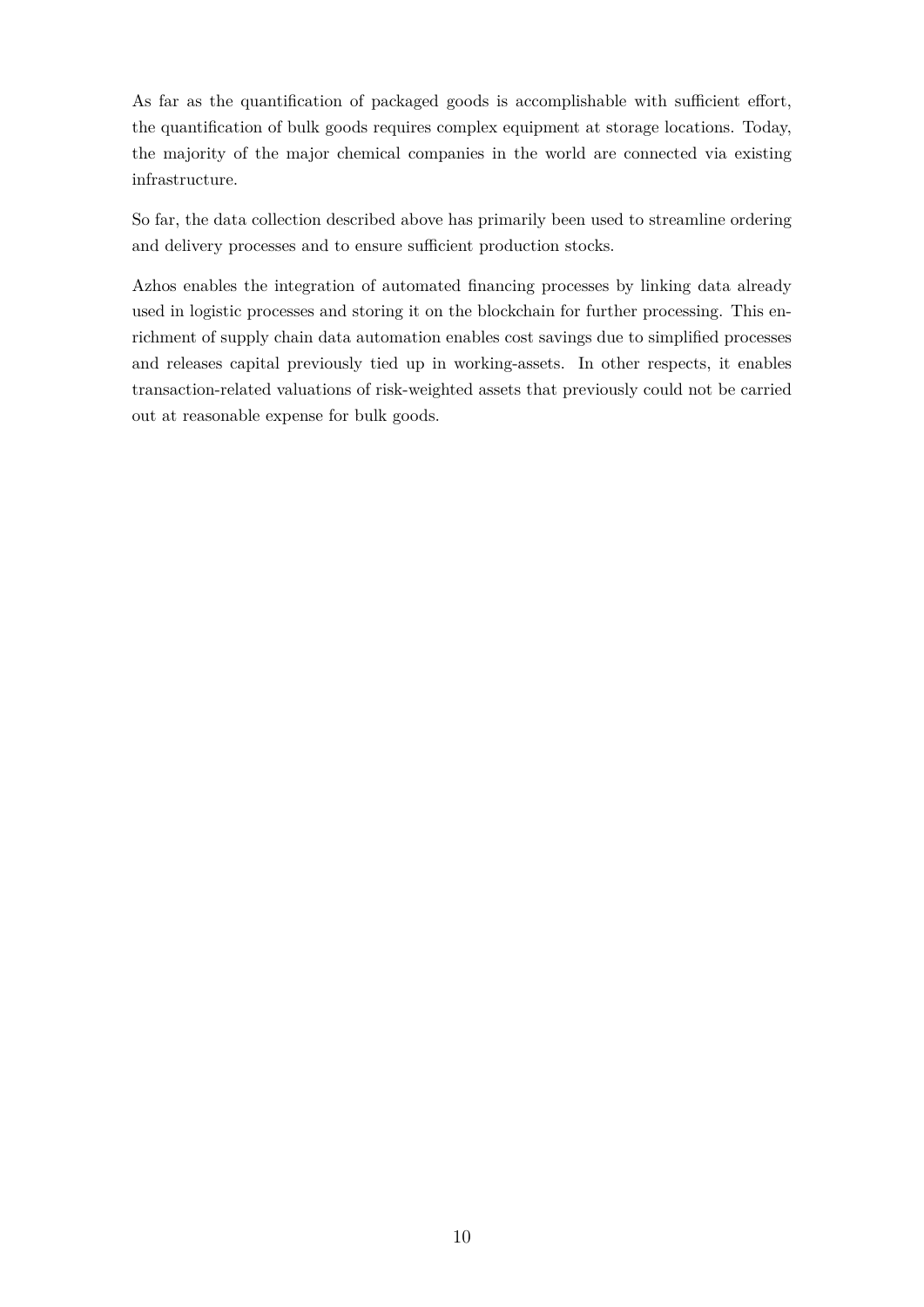As far as the quantification of packaged goods is accomplishable with sufficient effort, the quantification of bulk goods requires complex equipment at storage locations. Today, the majority of the major chemical companies in the world are connected via existing infrastructure.

So far, the data collection described above has primarily been used to streamline ordering and delivery processes and to ensure sufficient production stocks.

Azhos enables the integration of automated financing processes by linking data already used in logistic processes and storing it on the blockchain for further processing. This enrichment of supply chain data automation enables cost savings due to simplified processes and releases capital previously tied up in working-assets. In other respects, it enables transaction-related valuations of risk-weighted assets that previously could not be carried out at reasonable expense for bulk goods.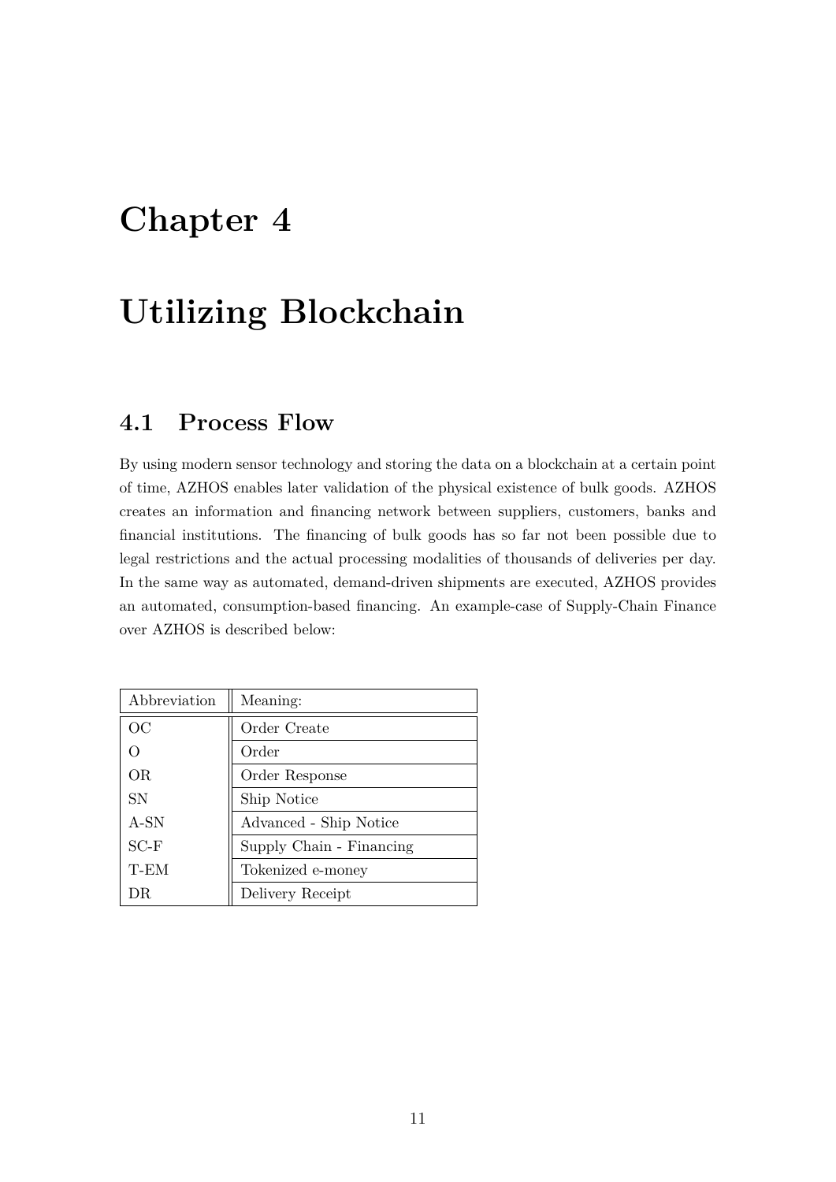# Chapter 4

# Utilizing Blockchain

## 4.1 Process Flow

By using modern sensor technology and storing the data on a blockchain at a certain point of time, AZHOS enables later validation of the physical existence of bulk goods. AZHOS creates an information and financing network between suppliers, customers, banks and financial institutions. The financing of bulk goods has so far not been possible due to legal restrictions and the actual processing modalities of thousands of deliveries per day. In the same way as automated, demand-driven shipments are executed, AZHOS provides an automated, consumption-based financing. An example-case of Supply-Chain Finance over AZHOS is described below:

| Abbreviation | Meaning: |
|---|---|
| OC | Order Create |
| O | Order |
| OR | Order Response |
| SN | Ship Notice |
| A-SN | Advanced - Ship Notice |
| SC-F | Supply Chain - Financing |
| T-EM | Tokenized e-money |
| DR | Delivery Receipt |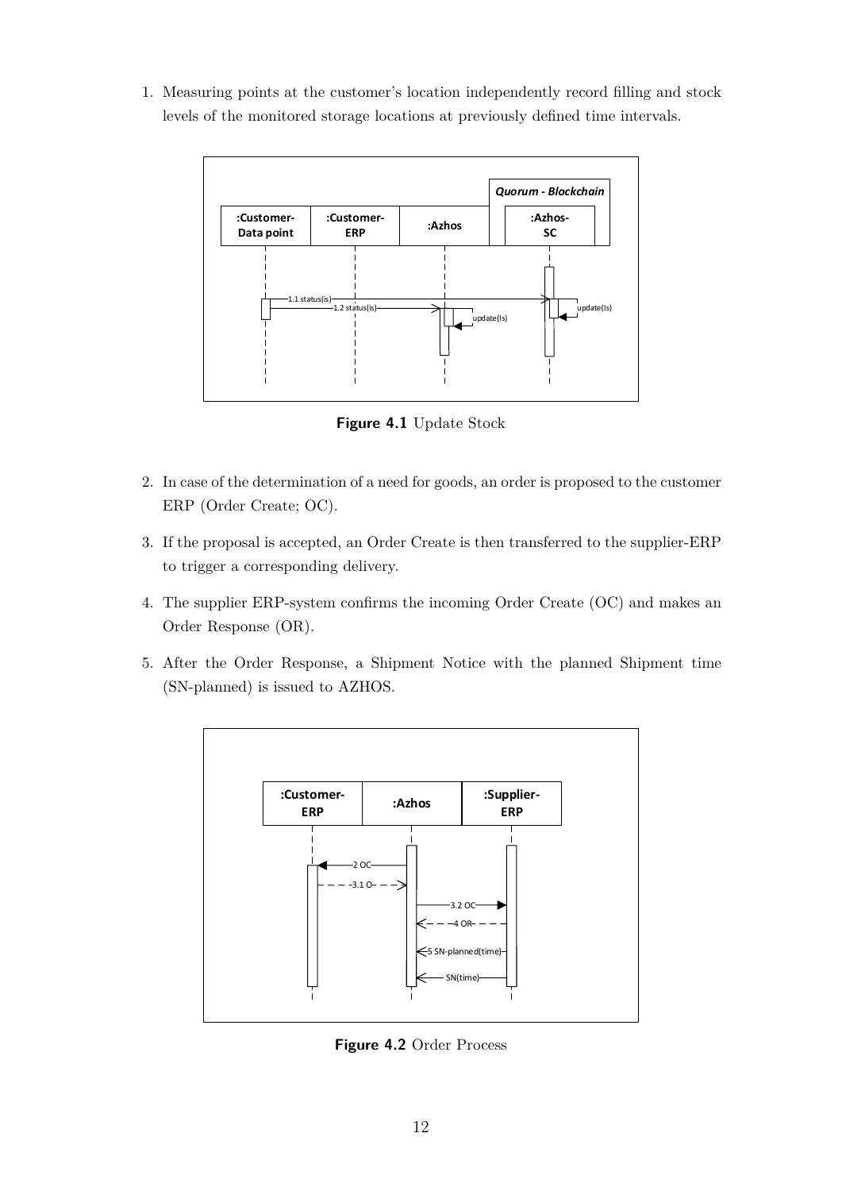1. Measuring points at the customer's location independently record filling and stock levels of the monitored storage locations at previously defined time intervals.

Quorum - Blockchain

:Customer-Data point

:Customer-ERP

:Azhos

:Azhos-SC

1.1 status(is)

1.2 status(is)

update(Is)

update(Is)

**Figure 4.1** Update Stock

2. In case of the determination of a need for goods, an order is proposed to the customer ERP (Order Create; OC).

3. If the proposal is accepted, an Order Create is then transferred to the supplier-ERP to trigger a corresponding delivery.

4. The supplier ERP-system confirms the incoming Order Create (OC) and makes an Order Response (OR).

5. After the Order Response, a Shipment Notice with the planned Shipment time (SN-planned) is issued to AZHOS.

:Customer-ERP

:Azhos

:Supplier-ERP

2 OC

3.1 O

3.2 OC

4 OR

5 SN-planned(time)

SN(time)

**Figure 4.2** Order Process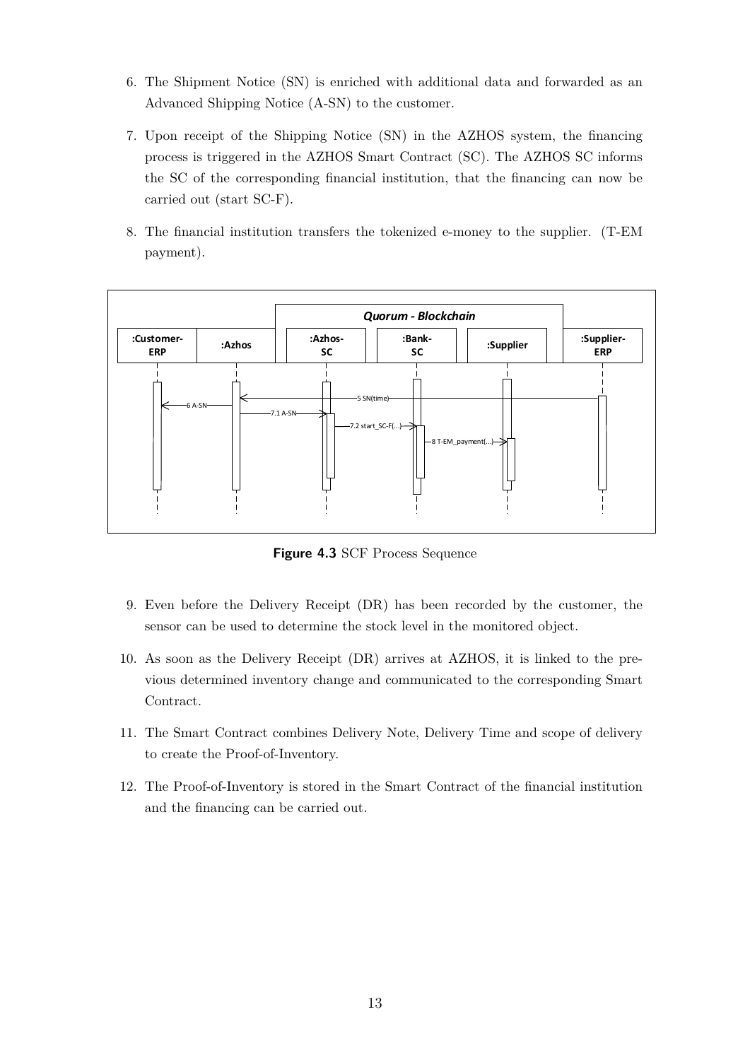6. The Shipment Notice (SN) is enriched with additional data and forwarded as an Advanced Shipping Notice (A-SN) to the customer.

7. Upon receipt of the Shipping Notice (SN) in the AZHOS system, the financing process is triggered in the AZHOS Smart Contract (SC). The AZHOS SC informs the SC of the corresponding financial institution, that the financing can now be carried out (start SC-F).

8. The financial institution transfers the tokenized e-money to the supplier. (T-EM payment).

Quorum - Blockchain

:Customer-ERP

:Azhos

:Azhos-SC

:Bank-SC

:Supplier

:Supplier-ERP

5 SN(time)

6 A-SN

7.1 A-SN

7.2 start_SC-F(...)

8 T-EM_payment(...)

**Figure 4.3** SCF Process Sequence

9. Even before the Delivery Receipt (DR) has been recorded by the customer, the sensor can be used to determine the stock level in the monitored object.

10. As soon as the Delivery Receipt (DR) arrives at AZHOS, it is linked to the previous determined inventory change and communicated to the corresponding Smart Contract.

11. The Smart Contract combines Delivery Note, Delivery Time and scope of delivery to create the Proof-of-Inventory.

12. The Proof-of-Inventory is stored in the Smart Contract of the financial institution and the financing can be carried out.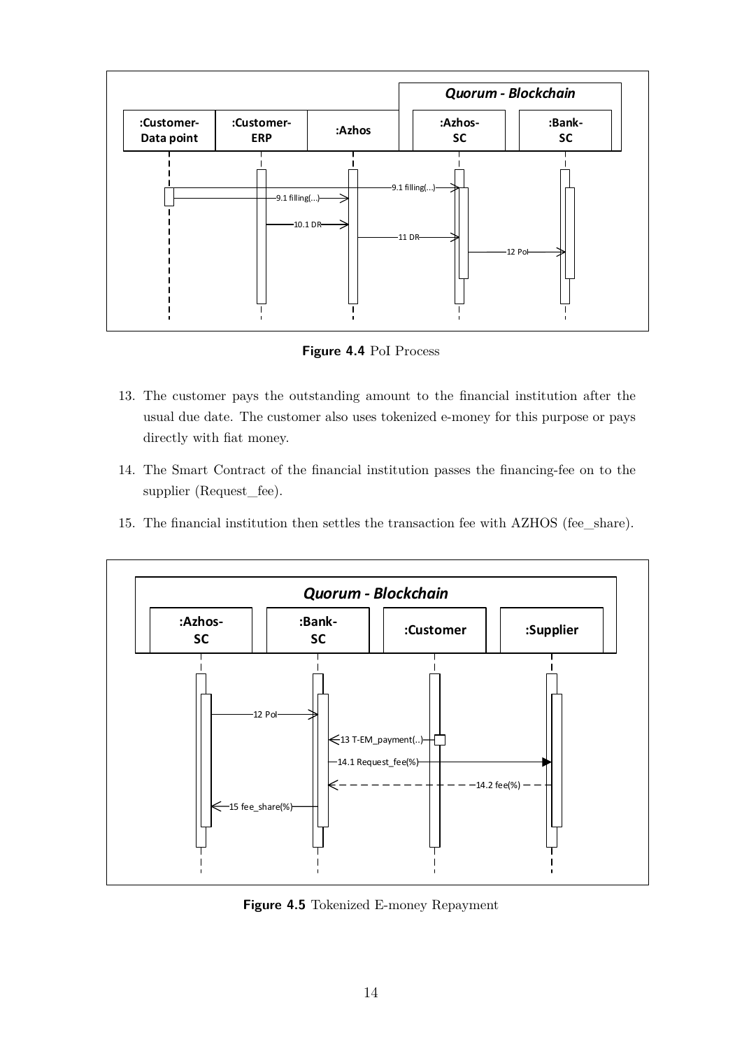Quorum - Blockchain

:Customer-Data point

:Customer-ERP

:Azhos

:Azhos-SC

:Bank-SC

9.1 filling(...)

9.1 filling(...)

10.1 DR

11 DR

12 PoI

**Figure 4.4** PoI Process

13. The customer pays the outstanding amount to the financial institution after the usual due date. The customer also uses tokenized e-money for this purpose or pays directly with fiat money.
14. The Smart Contract of the financial institution passes the financing-fee on to the supplier (Request_fee).
15. The financial institution then settles the transaction fee with AZHOS (fee_share).

Quorum - Blockchain

:Azhos-SC

:Bank-SC

:Customer

:Supplier

12 PoI

13 T-EM_payment(..)

14.1 Request_fee(%)

14.2 fee(%)

15 fee_share(%)

**Figure 4.5** Tokenized E-money Repayment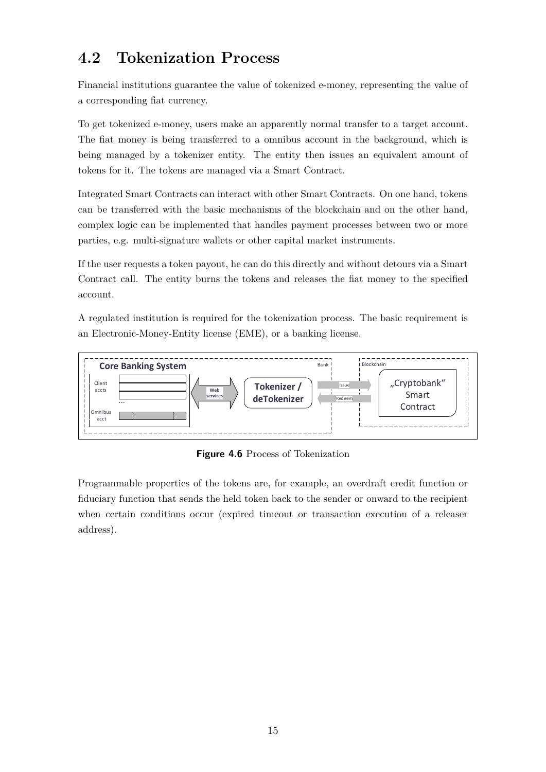## 4.2 Tokenization Process

Financial institutions guarantee the value of tokenized e-money, representing the value of a corresponding fiat currency.

To get tokenized e-money, users make an apparently normal transfer to a target account. The fiat money is being transferred to a omnibus account in the background, which is being managed by a tokenizer entity. The entity then issues an equivalent amount of tokens for it. The tokens are managed via a Smart Contract.

Integrated Smart Contracts can interact with other Smart Contracts. On one hand, tokens can be transferred with the basic mechanisms of the blockchain and on the other hand, complex logic can be implemented that handles payment processes between two or more parties, e.g. multi-signature wallets or other capital market instruments.

If the user requests a token payout, he can do this directly and without detours via a Smart Contract call. The entity burns the tokens and releases the fiat money to the specified account.

A regulated institution is required for the tokenization process. The basic requirement is an Electronic-Money-Entity license (EME), or a banking license.

Core Banking System

Client accts

...

Omnibus acct

Web services

Tokenizer / deTokenizer

Bank

Issue

Redeem

Blockchain

„Cryptobank“ Smart Contract

**Figure 4.6** Process of Tokenization

Programmable properties of the tokens are, for example, an overdraft credit function or fiduciary function that sends the held token back to the sender or onward to the recipient when certain conditions occur (expired timeout or transaction execution of a releaser address).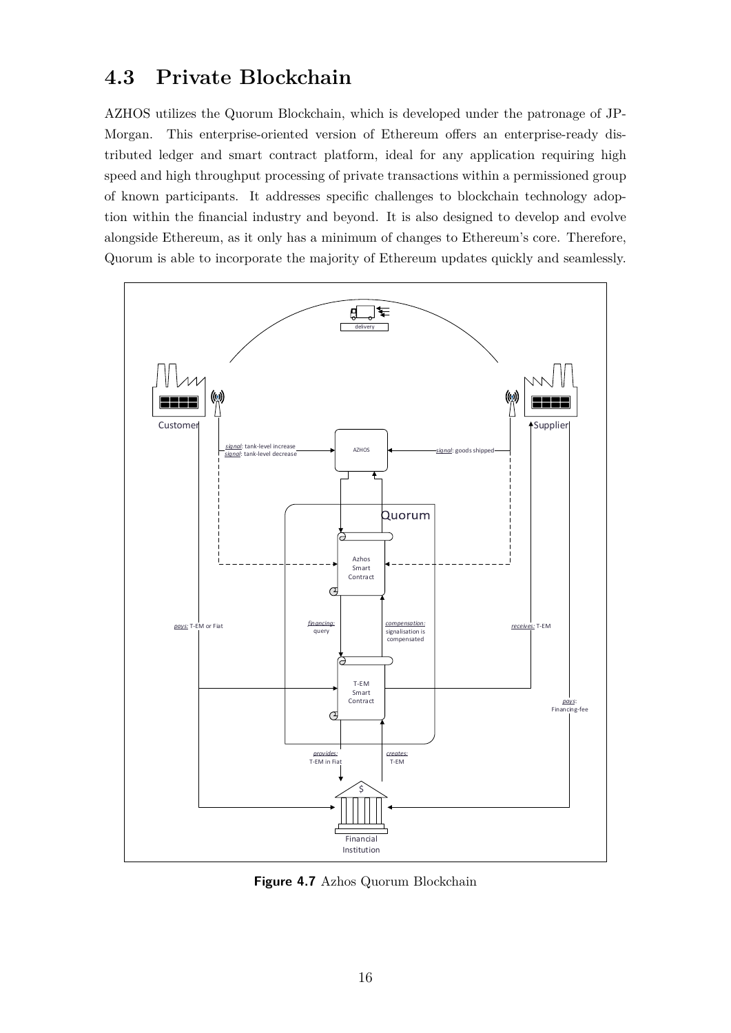## 4.3 Private Blockchain

AZHOS utilizes the Quorum Blockchain, which is developed under the patronage of JP-Morgan. This enterprise-oriented version of Ethereum offers an enterprise-ready distributed ledger and smart contract platform, ideal for any application requiring high speed and high throughput processing of private transactions within a permissioned group of known participants. It addresses specific challenges to blockchain technology adoption within the financial industry and beyond. It is also designed to develop and evolve alongside Ethereum, as it only has a minimum of changes to Ethereum's core. Therefore, Quorum is able to incorporate the majority of Ethereum updates quickly and seamlessly.

delivery

Customer

Supplier

*signal*: tank-level increase
*signal*: tank-level decrease

AZHOS

*signal*: goods shipped

Quorum

Azhos Smart Contract

*pays:* T-EM or Fiat

*financing:* query

*compensation:* signalisation is compensated

*receives:* T-EM

T-EM Smart Contract

*pays:* Financing-fee

*provides:* T-EM in Fiat

*creates:* T-EM

$

Financial Institution

**Figure 4.7** Azhos Quorum Blockchain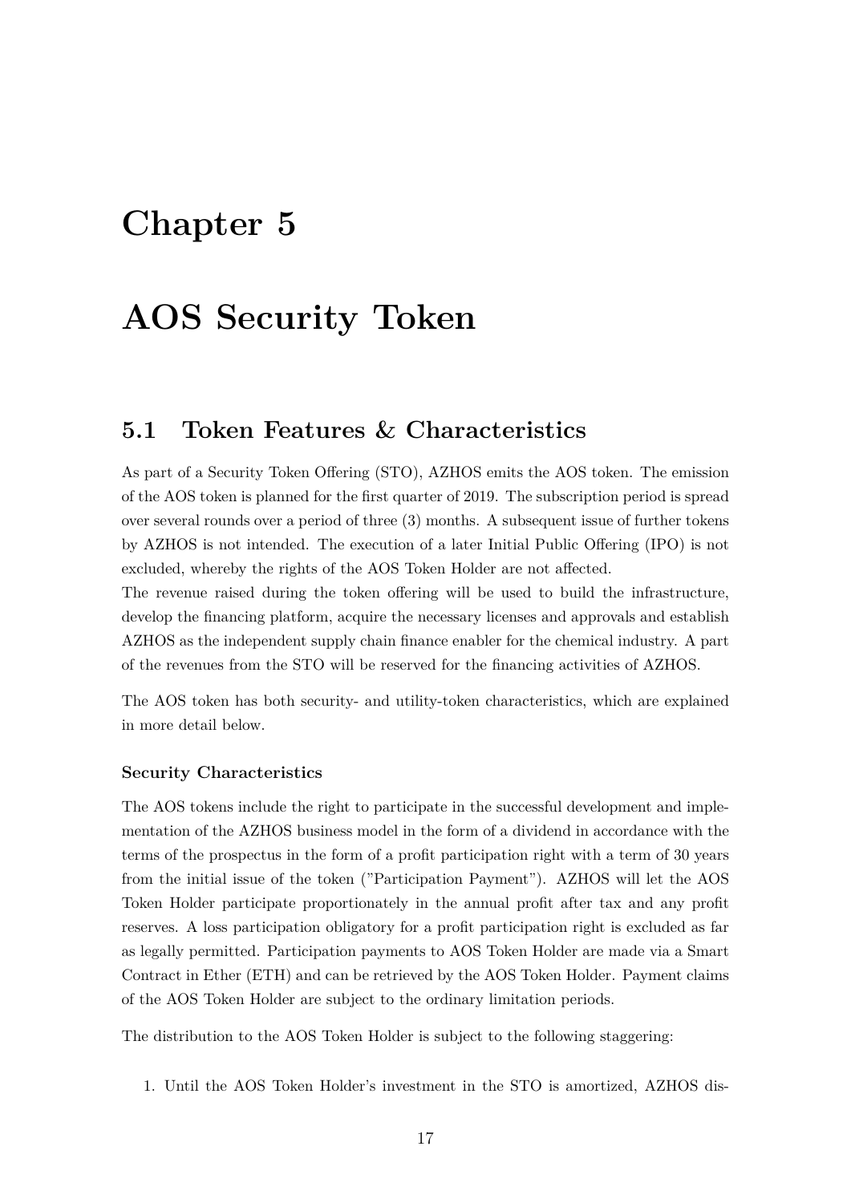# Chapter 5

# AOS Security Token

## 5.1 Token Features & Characteristics

As part of a Security Token Offering (STO), AZHOS emits the AOS token. The emission of the AOS token is planned for the first quarter of 2019. The subscription period is spread over several rounds over a period of three (3) months. A subsequent issue of further tokens by AZHOS is not intended. The execution of a later Initial Public Offering (IPO) is not excluded, whereby the rights of the AOS Token Holder are not affected.
The revenue raised during the token offering will be used to build the infrastructure, develop the financing platform, acquire the necessary licenses and approvals and establish AZHOS as the independent supply chain finance enabler for the chemical industry. A part of the revenues from the STO will be reserved for the financing activities of AZHOS.

The AOS token has both security- and utility-token characteristics, which are explained in more detail below.

#### Security Characteristics

The AOS tokens include the right to participate in the successful development and implementation of the AZHOS business model in the form of a dividend in accordance with the terms of the prospectus in the form of a profit participation right with a term of 30 years from the initial issue of the token ("Participation Payment"). AZHOS will let the AOS Token Holder participate proportionately in the annual profit after tax and any profit reserves. A loss participation obligatory for a profit participation right is excluded as far as legally permitted. Participation payments to AOS Token Holder are made via a Smart Contract in Ether (ETH) and can be retrieved by the AOS Token Holder. Payment claims of the AOS Token Holder are subject to the ordinary limitation periods.

The distribution to the AOS Token Holder is subject to the following staggering:

1. Until the AOS Token Holder's investment in the STO is amortized, AZHOS dis-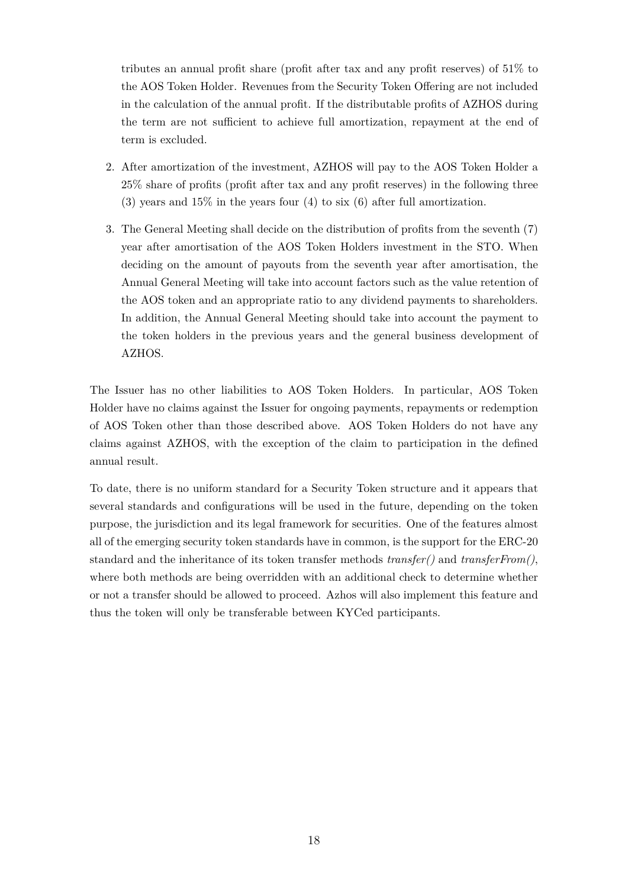tributes an annual profit share (profit after tax and any profit reserves) of 51% to the AOS Token Holder. Revenues from the Security Token Offering are not included in the calculation of the annual profit. If the distributable profits of AZHOS during the term are not sufficient to achieve full amortization, repayment at the end of term is excluded.

2. After amortization of the investment, AZHOS will pay to the AOS Token Holder a 25% share of profits (profit after tax and any profit reserves) in the following three (3) years and 15% in the years four (4) to six (6) after full amortization.

3. The General Meeting shall decide on the distribution of profits from the seventh (7) year after amortisation of the AOS Token Holders investment in the STO. When deciding on the amount of payouts from the seventh year after amortisation, the Annual General Meeting will take into account factors such as the value retention of the AOS token and an appropriate ratio to any dividend payments to shareholders. In addition, the Annual General Meeting should take into account the payment to the token holders in the previous years and the general business development of AZHOS.

The Issuer has no other liabilities to AOS Token Holders. In particular, AOS Token Holder have no claims against the Issuer for ongoing payments, repayments or redemption of AOS Token other than those described above. AOS Token Holders do not have any claims against AZHOS, with the exception of the claim to participation in the defined annual result.

To date, there is no uniform standard for a Security Token structure and it appears that several standards and configurations will be used in the future, depending on the token purpose, the jurisdiction and its legal framework for securities. One of the features almost all of the emerging security token standards have in common, is the support for the ERC-20 standard and the inheritance of its token transfer methods *transfer()* and *transferFrom()*, where both methods are being overridden with an additional check to determine whether or not a transfer should be allowed to proceed. Azhos will also implement this feature and thus the token will only be transferable between KYCed participants.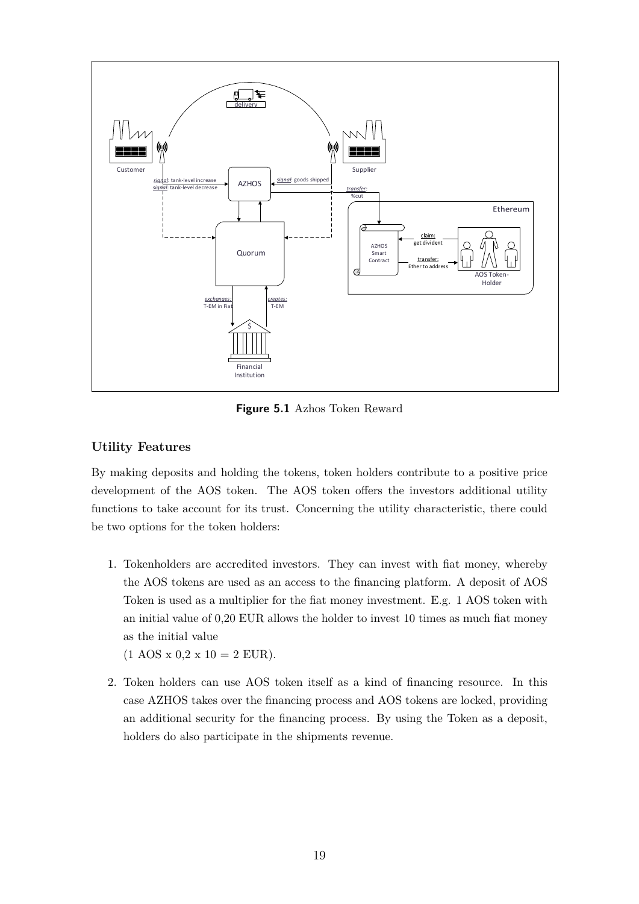delivery

Customer

Supplier

*signal*: tank-level increase
*signal*: tank-level decrease

AZHOS

*signal*: goods shipped

*transfer*:
%cut

Ethereum

AZHOS
Smart
Contract

claim:
get divident

transfer:
Ether to address

AOS Token-
Holder

Quorum

*exchanges*:
T-EM in Fiat

*creates*:
T-EM

$

Financial
Institution

**Figure 5.1** Azhos Token Reward

### Utility Features

By making deposits and holding the tokens, token holders contribute to a positive price development of the AOS token. The AOS token offers the investors additional utility functions to take account for its trust. Concerning the utility characteristic, there could be two options for the token holders:

1. Tokenholders are accredited investors. They can invest with fiat money, whereby the AOS tokens are used as an access to the financing platform. A deposit of AOS Token is used as a multiplier for the fiat money investment. E.g. 1 AOS token with an initial value of 0,20 EUR allows the holder to invest 10 times as much fiat money as the initial value
   (1 AOS x 0,2 x 10 = 2 EUR).

2. Token holders can use AOS token itself as a kind of financing resource. In this case AZHOS takes over the financing process and AOS tokens are locked, providing an additional security for the financing process. By using the Token as a deposit, holders do also participate in the shipments revenue.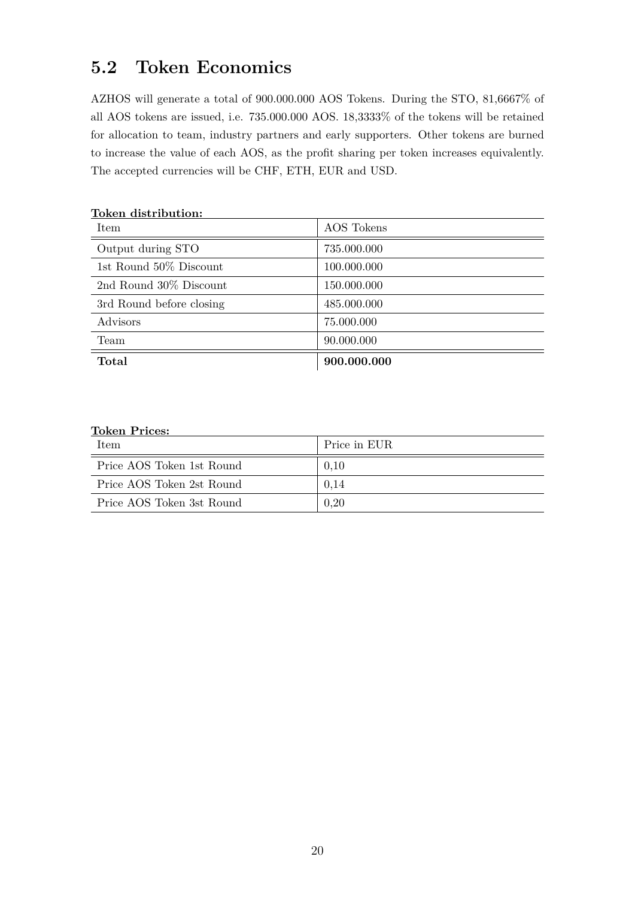## 5.2 Token Economics

AZHOS will generate a total of 900.000.000 AOS Tokens. During the STO, 81,6667% of all AOS tokens are issued, i.e. 735.000.000 AOS. 18,3333% of the tokens will be retained for allocation to team, industry partners and early supporters. Other tokens are burned to increase the value of each AOS, as the profit sharing per token increases equivalently. The accepted currencies will be CHF, ETH, EUR and USD.

**Token distribution:**

| Item | AOS Tokens |
|---|---|
| Output during STO | 735.000.000 |
| 1st Round 50% Discount | 100.000.000 |
| 2nd Round 30% Discount | 150.000.000 |
| 3rd Round before closing | 485.000.000 |
| Advisors | 75.000.000 |
| Team | 90.000.000 |
| **Total** | **900.000.000** |

**Token Prices:**

| Item | Price in EUR |
|---|---|
| Price AOS Token 1st Round | 0,10 |
| Price AOS Token 2st Round | 0,14 |
| Price AOS Token 3st Round | 0,20 |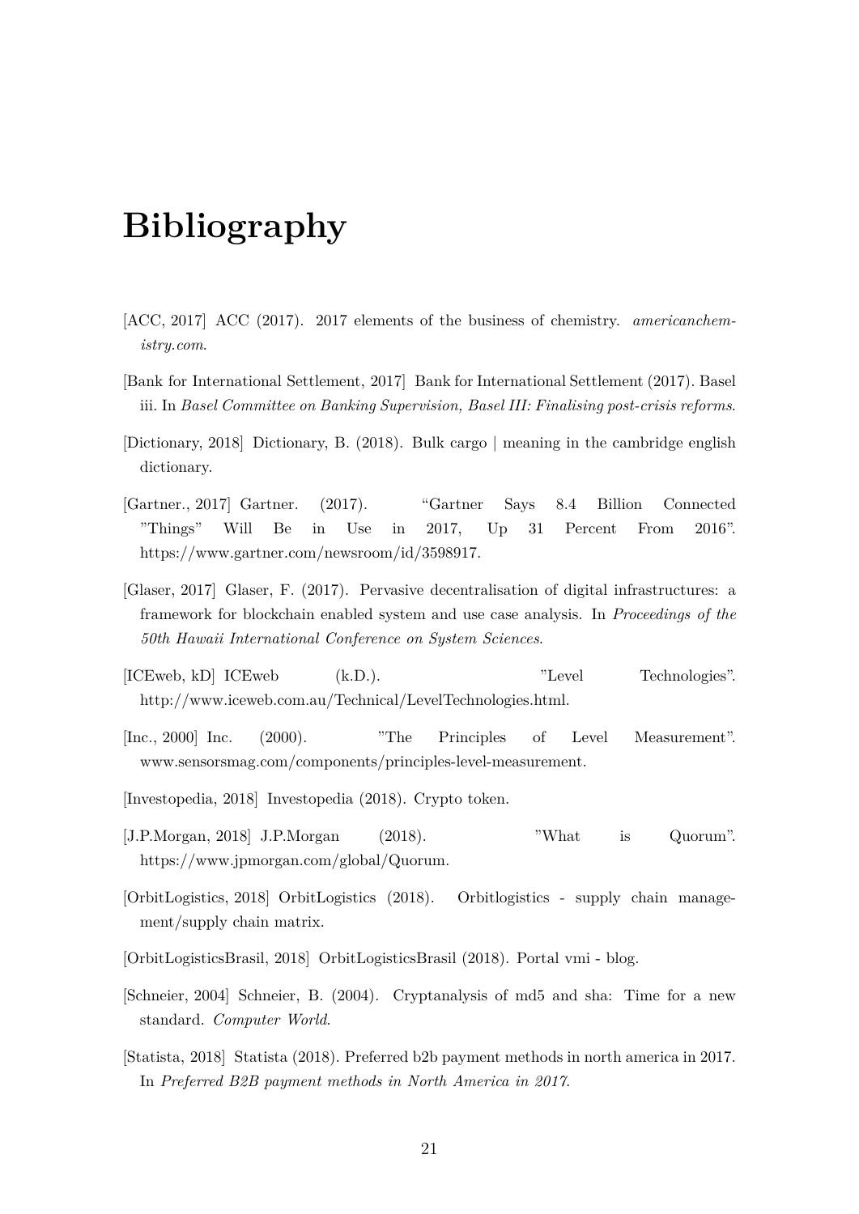# Bibliography

[ACC, 2017] ACC (2017). 2017 elements of the business of chemistry. *americanchemistry.com*.

[Bank for International Settlement, 2017] Bank for International Settlement (2017). Basel iii. In *Basel Committee on Banking Supervision, Basel III: Finalising post-crisis reforms*.

[Dictionary, 2018] Dictionary, B. (2018). Bulk cargo | meaning in the cambridge english dictionary.

[Gartner., 2017] Gartner. (2017). "Gartner Says 8.4 Billion Connected "Things" Will Be in Use in 2017, Up 31 Percent From 2016". https://www.gartner.com/newsroom/id/3598917.

[Glaser, 2017] Glaser, F. (2017). Pervasive decentralisation of digital infrastructures: a framework for blockchain enabled system and use case analysis. In *Proceedings of the 50th Hawaii International Conference on System Sciences*.

[ICEweb, kD] ICEweb (k.D.). "Level Technologies". http://www.iceweb.com.au/Technical/LevelTechnologies.html.

[Inc., 2000] Inc. (2000). "The Principles of Level Measurement". www.sensorsmag.com/components/principles-level-measurement.

[Investopedia, 2018] Investopedia (2018). Crypto token.

[J.P.Morgan, 2018] J.P.Morgan (2018). "What is Quorum". https://www.jpmorgan.com/global/Quorum.

[OrbitLogistics, 2018] OrbitLogistics (2018). Orbitlogistics - supply chain management/supply chain matrix.

[OrbitLogisticsBrasil, 2018] OrbitLogisticsBrasil (2018). Portal vmi - blog.

[Schneier, 2004] Schneier, B. (2004). Cryptanalysis of md5 and sha: Time for a new standard. *Computer World*.

[Statista, 2018] Statista (2018). Preferred b2b payment methods in north america in 2017. In *Preferred B2B payment methods in North America in 2017*.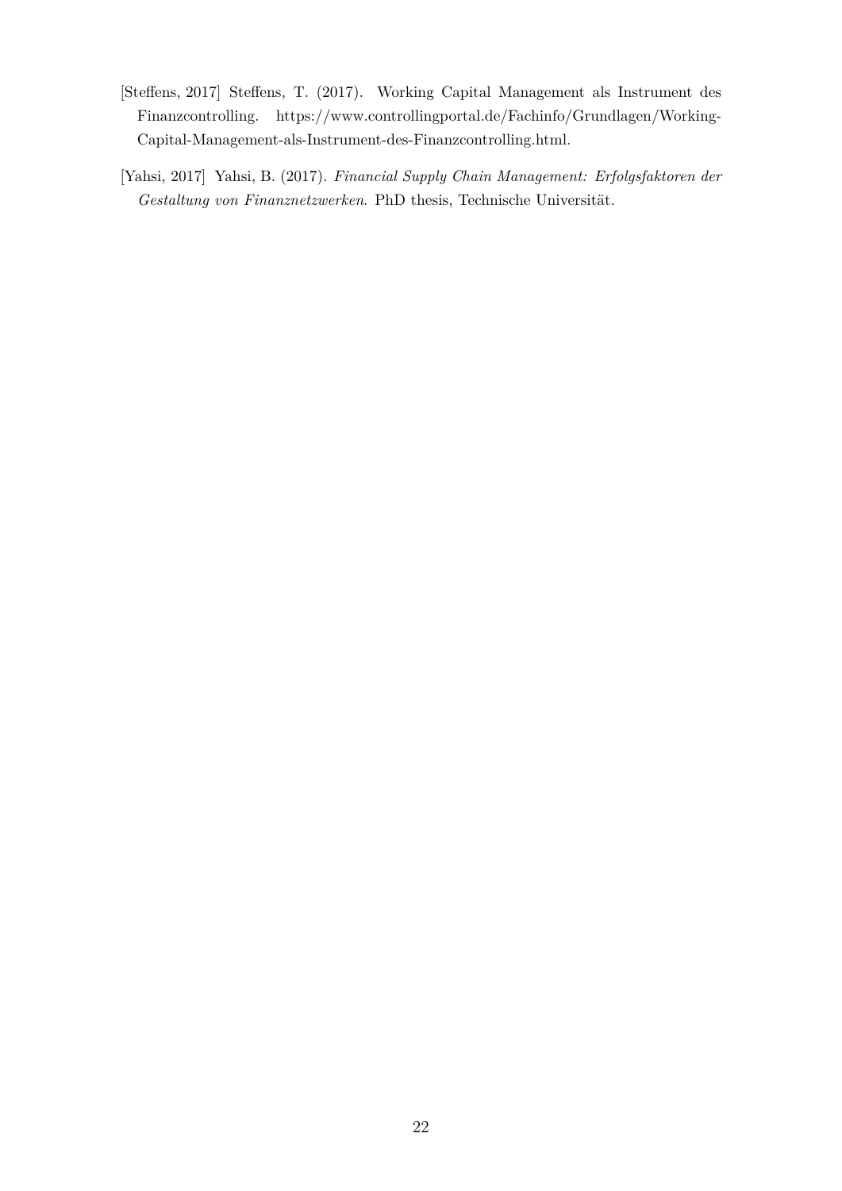[Steffens, 2017] Steffens, T. (2017). Working Capital Management als Instrument des Finanzcontrolling. https://www.controllingportal.de/Fachinfo/Grundlagen/Working-Capital-Management-als-Instrument-des-Finanzcontrolling.html.

[Yahsi, 2017] Yahsi, B. (2017). *Financial Supply Chain Management: Erfolgsfaktoren der Gestaltung von Finanznetzwerken*. PhD thesis, Technische Universität.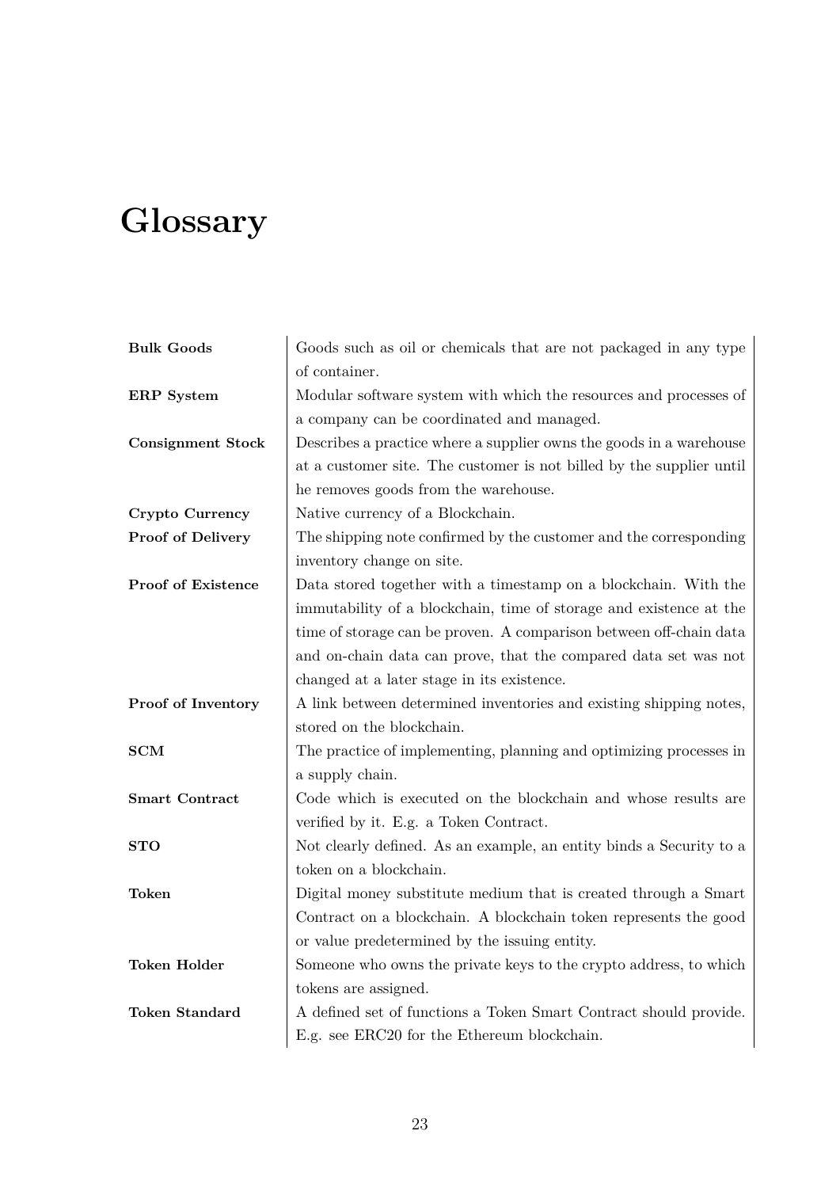# Glossary

| | |
|---|---|
| **Bulk Goods** | Goods such as oil or chemicals that are not packaged in any type of container. |
| **ERP System** | Modular software system with which the resources and processes of a company can be coordinated and managed. |
| **Consignment Stock** | Describes a practice where a supplier owns the goods in a warehouse at a customer site. The customer is not billed by the supplier until he removes goods from the warehouse. |
| **Crypto Currency** | Native currency of a Blockchain. |
| **Proof of Delivery** | The shipping note confirmed by the customer and the corresponding inventory change on site. |
| **Proof of Existence** | Data stored together with a timestamp on a blockchain. With the immutability of a blockchain, time of storage and existence at the time of storage can be proven. A comparison between off-chain data and on-chain data can prove, that the compared data set was not changed at a later stage in its existence. |
| **Proof of Inventory** | A link between determined inventories and existing shipping notes, stored on the blockchain. |
| **SCM** | The practice of implementing, planning and optimizing processes in a supply chain. |
| **Smart Contract** | Code which is executed on the blockchain and whose results are verified by it. E.g. a Token Contract. |
| **STO** | Not clearly defined. As an example, an entity binds a Security to a token on a blockchain. |
| **Token** | Digital money substitute medium that is created through a Smart Contract on a blockchain. A blockchain token represents the good or value predetermined by the issuing entity. |
| **Token Holder** | Someone who owns the private keys to the crypto address, to which tokens are assigned. |
| **Token Standard** | A defined set of functions a Token Smart Contract should provide. E.g. see ERC20 for the Ethereum blockchain. |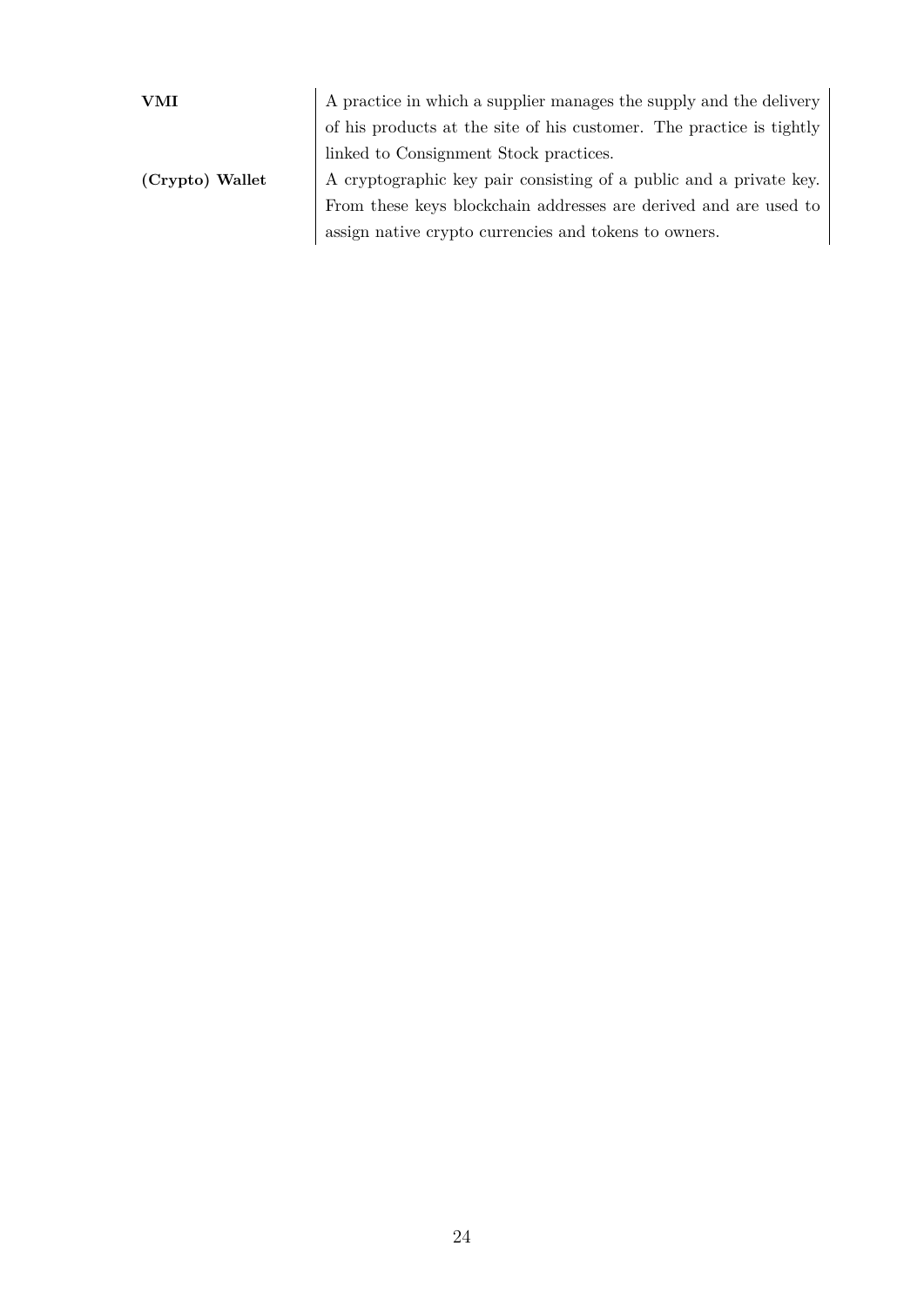| | |
|---|---|
| **VMI** | A practice in which a supplier manages the supply and the delivery of his products at the site of his customer. The practice is tightly linked to Consignment Stock practices. |
| **(Crypto) Wallet** | A cryptographic key pair consisting of a public and a private key. From these keys blockchain addresses are derived and are used to assign native crypto currencies and tokens to owners. |